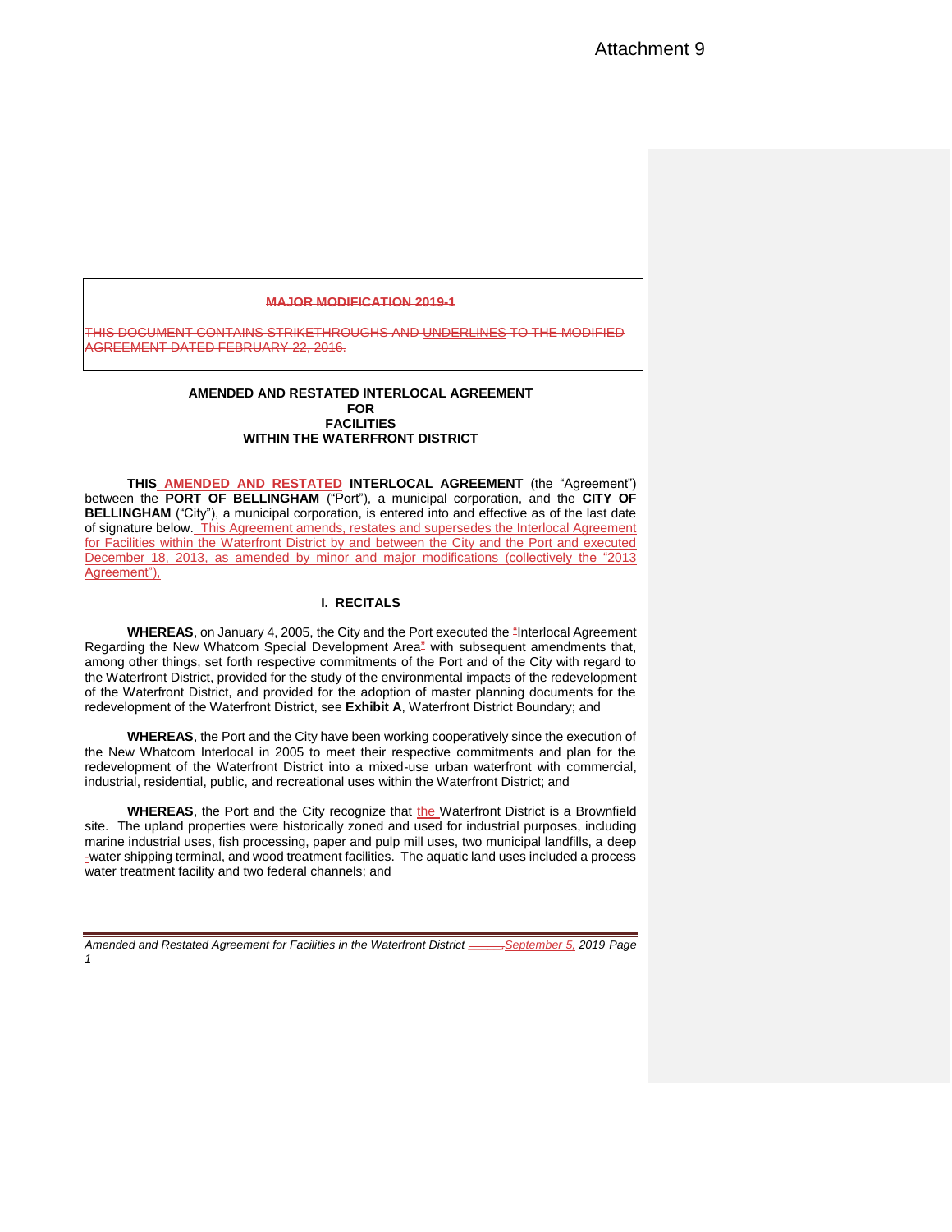Attachment 9

**MAJOR MODIFICATION 2019-1**

THIS DOCUMENT CONTAINS STRIKETHROUGHS AND UNDERLINES TO THE MODIFIED AGREEMENT DATED FEBRUARY 22, 2016.

**AMENDED AND RESTATED INTERLOCAL AGREEMENT**
**FOR**
**FACILITIES**
**WITHIN THE WATERFRONT DISTRICT**

**THIS AMENDED AND RESTATED INTERLOCAL AGREEMENT** (the "Agreement") between the **PORT OF BELLINGHAM** ("Port"), a municipal corporation, and the **CITY OF BELLINGHAM** ("City"), a municipal corporation, is entered into and effective as of the last date of signature below. This Agreement amends, restates and supersedes the Interlocal Agreement for Facilities within the Waterfront District by and between the City and the Port and executed December 18, 2013, as amended by minor and major modifications (collectively the "2013 Agreement").

## I. RECITALS

**WHEREAS**, on January 4, 2005, the City and the Port executed the "Interlocal Agreement Regarding the New Whatcom Special Development Area" with subsequent amendments that, among other things, set forth respective commitments of the Port and of the City with regard to the Waterfront District, provided for the study of the environmental impacts of the redevelopment of the Waterfront District, and provided for the adoption of master planning documents for the redevelopment of the Waterfront District, see **Exhibit A**, Waterfront District Boundary; and

**WHEREAS**, the Port and the City have been working cooperatively since the execution of the New Whatcom Interlocal in 2005 to meet their respective commitments and plan for the redevelopment of the Waterfront District into a mixed-use urban waterfront with commercial, industrial, residential, public, and recreational uses within the Waterfront District; and

**WHEREAS**, the Port and the City recognize that the Waterfront District is a Brownfield site. The upland properties were historically zoned and used for industrial purposes, including marine industrial uses, fish processing, paper and pulp mill uses, two municipal landfills, a deep-water shipping terminal, and wood treatment facilities. The aquatic land uses included a process water treatment facility and two federal channels; and

*Amended and Restated Agreement for Facilities in the Waterfront District September 5, 2019*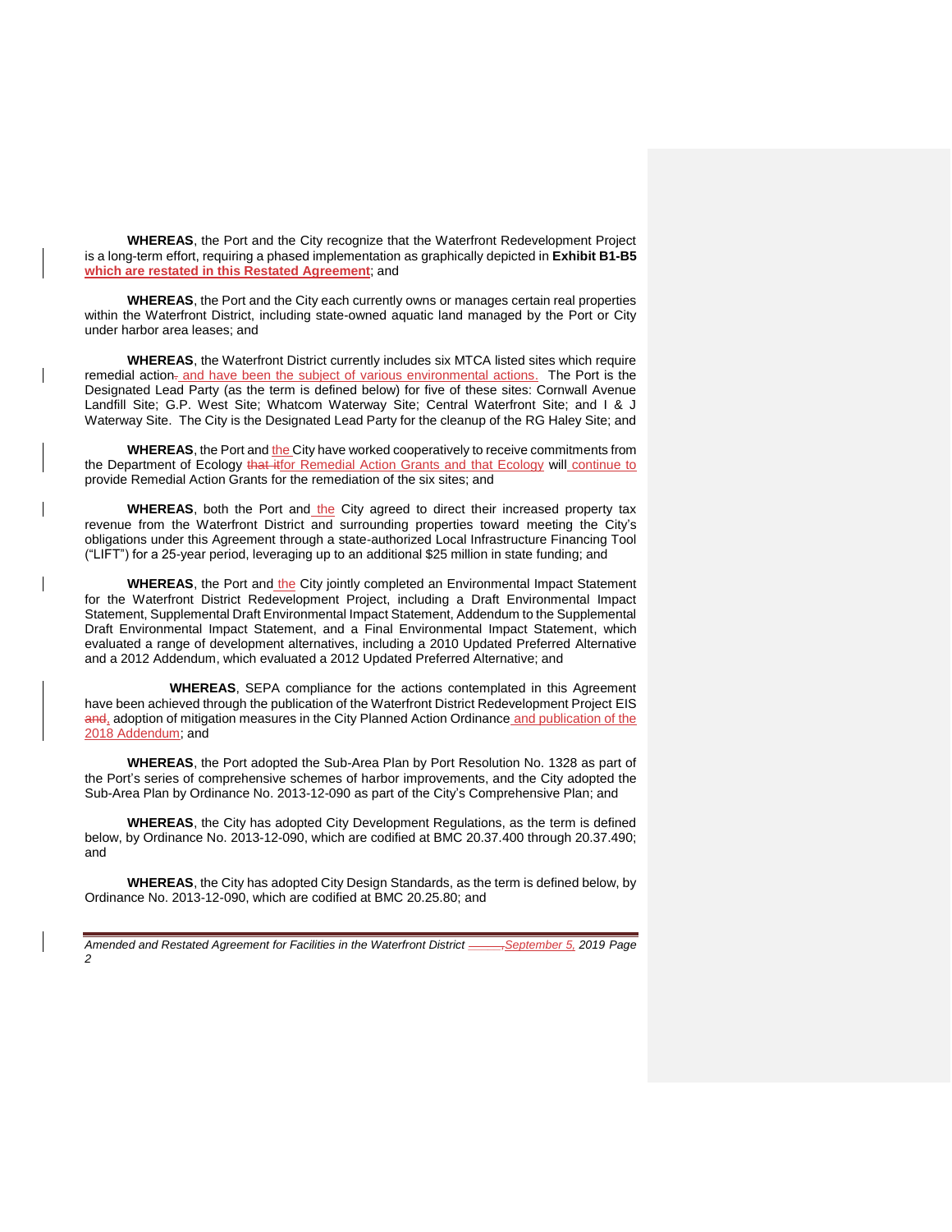**WHEREAS**, the Port and the City recognize that the Waterfront Redevelopment Project is a long-term effort, requiring a phased implementation as graphically depicted in **Exhibit B1-B5 which are restated in this Restated Agreement**; and

**WHEREAS**, the Port and the City each currently owns or manages certain real properties within the Waterfront District, including state-owned aquatic land managed by the Port or City under harbor area leases; and

**WHEREAS**, the Waterfront District currently includes six MTCA listed sites which require remedial action. and have been the subject of various environmental actions. The Port is the Designated Lead Party (as the term is defined below) for five of these sites: Cornwall Avenue Landfill Site; G.P. West Site; Whatcom Waterway Site; Central Waterfront Site; and I & J Waterway Site. The City is the Designated Lead Party for the cleanup of the RG Haley Site; and

**WHEREAS**, the Port and the City have worked cooperatively to receive commitments from the Department of Ecology that itfor Remedial Action Grants and that Ecology will continue to provide Remedial Action Grants for the remediation of the six sites; and

**WHEREAS**, both the Port and the City agreed to direct their increased property tax revenue from the Waterfront District and surrounding properties toward meeting the City's obligations under this Agreement through a state-authorized Local Infrastructure Financing Tool ("LIFT") for a 25-year period, leveraging up to an additional $25 million in state funding; and

**WHEREAS**, the Port and the City jointly completed an Environmental Impact Statement for the Waterfront District Redevelopment Project, including a Draft Environmental Impact Statement, Supplemental Draft Environmental Impact Statement, Addendum to the Supplemental Draft Environmental Impact Statement, and a Final Environmental Impact Statement, which evaluated a range of development alternatives, including a 2010 Updated Preferred Alternative and a 2012 Addendum, which evaluated a 2012 Updated Preferred Alternative; and

**WHEREAS**, SEPA compliance for the actions contemplated in this Agreement have been achieved through the publication of the Waterfront District Redevelopment Project EIS and, adoption of mitigation measures in the City Planned Action Ordinance and publication of the 2018 Addendum; and

**WHEREAS**, the Port adopted the Sub-Area Plan by Port Resolution No. 1328 as part of the Port's series of comprehensive schemes of harbor improvements, and the City adopted the Sub-Area Plan by Ordinance No. 2013-12-090 as part of the City's Comprehensive Plan; and

**WHEREAS**, the City has adopted City Development Regulations, as the term is defined below, by Ordinance No. 2013-12-090, which are codified at BMC 20.37.400 through 20.37.490; and

**WHEREAS**, the City has adopted City Design Standards, as the term is defined below, by Ordinance No. 2013-12-090, which are codified at BMC 20.25.80; and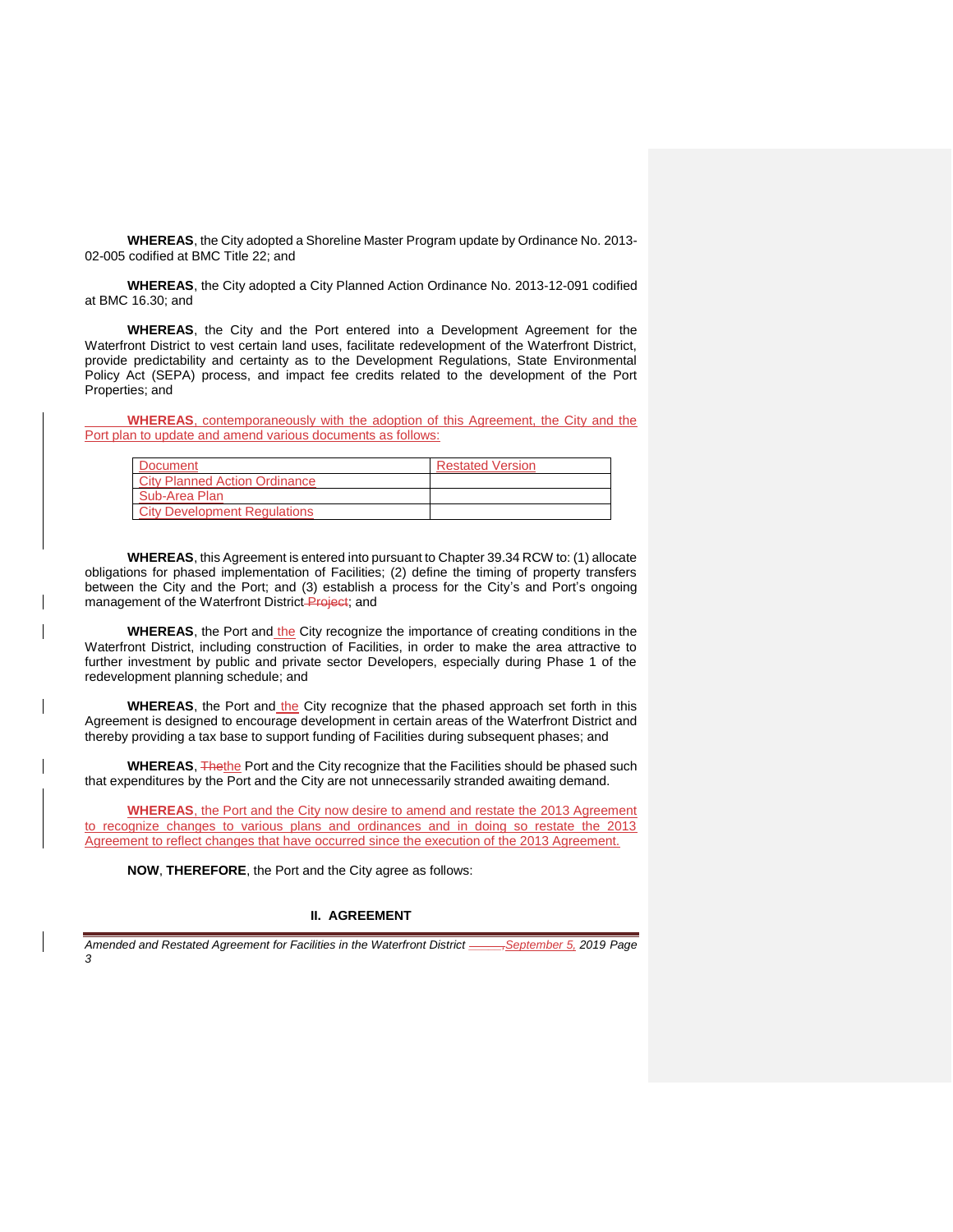**WHEREAS**, the City adopted a Shoreline Master Program update by Ordinance No. 2013-02-005 codified at BMC Title 22; and

**WHEREAS**, the City adopted a City Planned Action Ordinance No. 2013-12-091 codified at BMC 16.30; and

**WHEREAS**, the City and the Port entered into a Development Agreement for the Waterfront District to vest certain land uses, facilitate redevelopment of the Waterfront District, provide predictability and certainty as to the Development Regulations, State Environmental Policy Act (SEPA) process, and impact fee credits related to the development of the Port Properties; and

**WHEREAS**, contemporaneously with the adoption of this Agreement, the City and the Port plan to update and amend various documents as follows:

| Document | Restated Version |
|---|---|
| City Planned Action Ordinance | |
| Sub-Area Plan | |
| City Development Regulations | |

**WHEREAS**, this Agreement is entered into pursuant to Chapter 39.34 RCW to: (1) allocate obligations for phased implementation of Facilities; (2) define the timing of property transfers between the City and the Port; and (3) establish a process for the City's and Port's ongoing management of the Waterfront District ~~Project~~; and

**WHEREAS**, the Port and the City recognize the importance of creating conditions in the Waterfront District, including construction of Facilities, in order to make the area attractive to further investment by public and private sector Developers, especially during Phase 1 of the redevelopment planning schedule; and

**WHEREAS**, the Port and the City recognize that the phased approach set forth in this Agreement is designed to encourage development in certain areas of the Waterfront District and thereby providing a tax base to support funding of Facilities during subsequent phases; and

**WHEREAS**, ~~The~~the Port and the City recognize that the Facilities should be phased such that expenditures by the Port and the City are not unnecessarily stranded awaiting demand.

**WHEREAS**, the Port and the City now desire to amend and restate the 2013 Agreement to recognize changes to various plans and ordinances and in doing so restate the 2013 Agreement to reflect changes that have occurred since the execution of the 2013 Agreement.

**NOW**, **THEREFORE**, the Port and the City agree as follows:

## II. AGREEMENT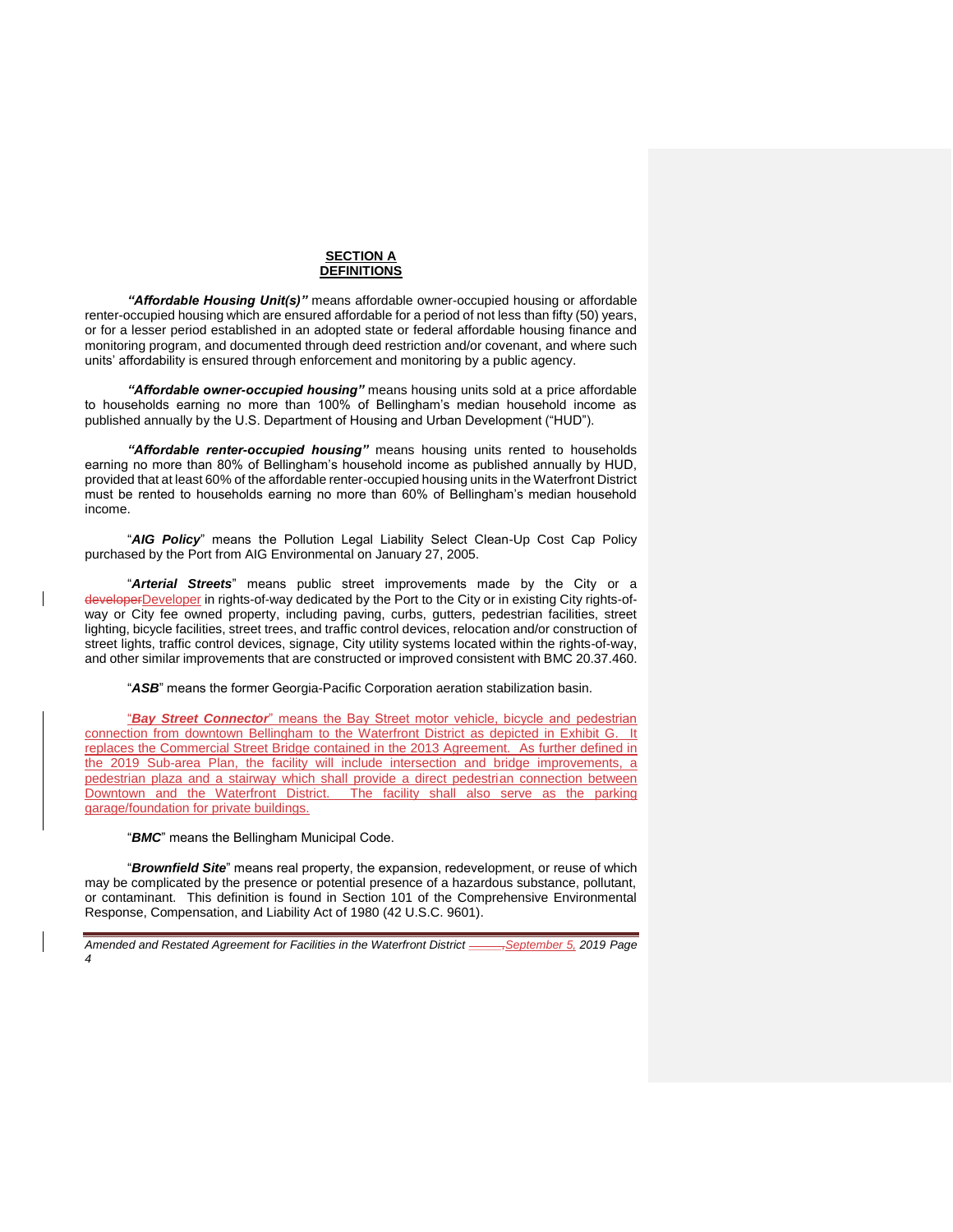## SECTION A
## DEFINITIONS

***"Affordable Housing Unit(s)"*** means affordable owner-occupied housing or affordable renter-occupied housing which are ensured affordable for a period of not less than fifty (50) years, or for a lesser period established in an adopted state or federal affordable housing finance and monitoring program, and documented through deed restriction and/or covenant, and where such units' affordability is ensured through enforcement and monitoring by a public agency.

***"Affordable owner-occupied housing"*** means housing units sold at a price affordable to households earning no more than 100% of Bellingham's median household income as published annually by the U.S. Department of Housing and Urban Development ("HUD").

***"Affordable renter-occupied housing"*** means housing units rented to households earning no more than 80% of Bellingham's household income as published annually by HUD, provided that at least 60% of the affordable renter-occupied housing units in the Waterfront District must be rented to households earning no more than 60% of Bellingham's median household income.

"***AIG Policy***" means the Pollution Legal Liability Select Clean-Up Cost Cap Policy purchased by the Port from AIG Environmental on January 27, 2005.

"***Arterial Streets***" means public street improvements made by the City or a ~~developer~~Developer in rights-of-way dedicated by the Port to the City or in existing City rights-of-way or City fee owned property, including paving, curbs, gutters, pedestrian facilities, street lighting, bicycle facilities, street trees, and traffic control devices, relocation and/or construction of street lights, traffic control devices, signage, City utility systems located within the rights-of-way, and other similar improvements that are constructed or improved consistent with BMC 20.37.460.

"***ASB***" means the former Georgia-Pacific Corporation aeration stabilization basin.

"***Bay Street Connector***" means the Bay Street motor vehicle, bicycle and pedestrian connection from downtown Bellingham to the Waterfront District as depicted in Exhibit G. It replaces the Commercial Street Bridge contained in the 2013 Agreement. As further defined in the 2019 Sub-area Plan, the facility will include intersection and bridge improvements, a pedestrian plaza and a stairway which shall provide a direct pedestrian connection between Downtown and the Waterfront District. The facility shall also serve as the parking garage/foundation for private buildings.

"***BMC***" means the Bellingham Municipal Code.

"***Brownfield Site***" means real property, the expansion, redevelopment, or reuse of which may be complicated by the presence or potential presence of a hazardous substance, pollutant, or contaminant. This definition is found in Section 101 of the Comprehensive Environmental Response, Compensation, and Liability Act of 1980 (42 U.S.C. 9601).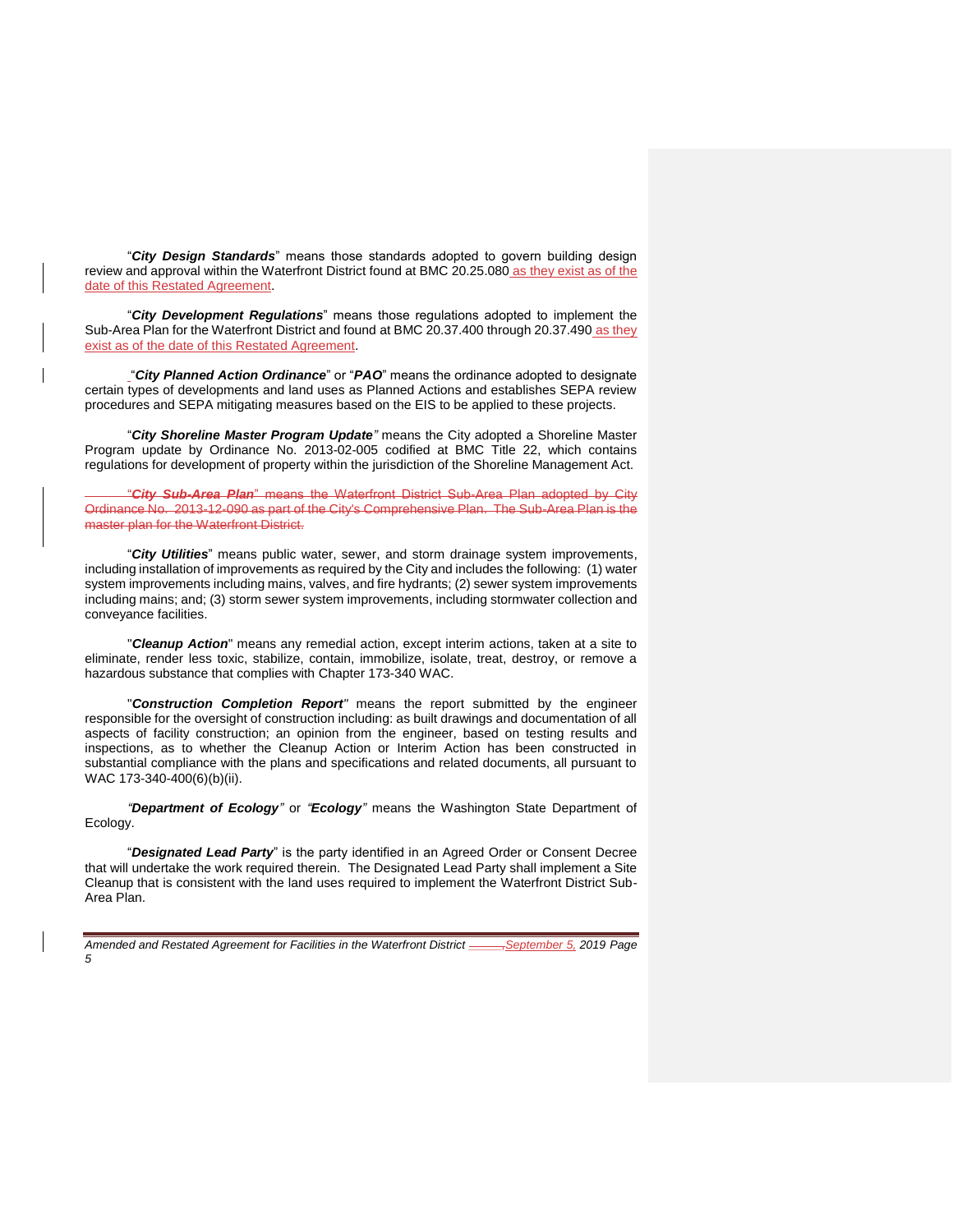"***City Design Standards***" means those standards adopted to govern building design review and approval within the Waterfront District found at BMC 20.25.080 as they exist as of the date of this Restated Agreement.

"***City Development Regulations***" means those regulations adopted to implement the Sub-Area Plan for the Waterfront District and found at BMC 20.37.400 through 20.37.490 as they exist as of the date of this Restated Agreement.

"***City Planned Action Ordinance***" or "***PAO***" means the ordinance adopted to designate certain types of developments and land uses as Planned Actions and establishes SEPA review procedures and SEPA mitigating measures based on the EIS to be applied to these projects.

"***City Shoreline Master Program Update***" means the City adopted a Shoreline Master Program update by Ordinance No. 2013-02-005 codified at BMC Title 22, which contains regulations for development of property within the jurisdiction of the Shoreline Management Act.

~~"***City Sub-Area Plan***" means the Waterfront District Sub-Area Plan adopted by City Ordinance No. 2013-12-090 as part of the City's Comprehensive Plan. The Sub-Area Plan is the master plan for the Waterfront District.~~

"***City Utilities***" means public water, sewer, and storm drainage system improvements, including installation of improvements as required by the City and includes the following: (1) water system improvements including mains, valves, and fire hydrants; (2) sewer system improvements including mains; and; (3) storm sewer system improvements, including stormwater collection and conveyance facilities.

"***Cleanup Action***" means any remedial action, except interim actions, taken at a site to eliminate, render less toxic, stabilize, contain, immobilize, isolate, treat, destroy, or remove a hazardous substance that complies with Chapter 173-340 WAC.

"***Construction Completion Report***" means the report submitted by the engineer responsible for the oversight of construction including: as built drawings and documentation of all aspects of facility construction; an opinion from the engineer, based on testing results and inspections, as to whether the Cleanup Action or Interim Action has been constructed in substantial compliance with the plans and specifications and related documents, all pursuant to WAC 173-340-400(6)(b)(ii).

"***Department of Ecology***" or "***Ecology***" means the Washington State Department of Ecology.

"***Designated Lead Party***" is the party identified in an Agreed Order or Consent Decree that will undertake the work required therein. The Designated Lead Party shall implement a Site Cleanup that is consistent with the land uses required to implement the Waterfront District Sub-Area Plan.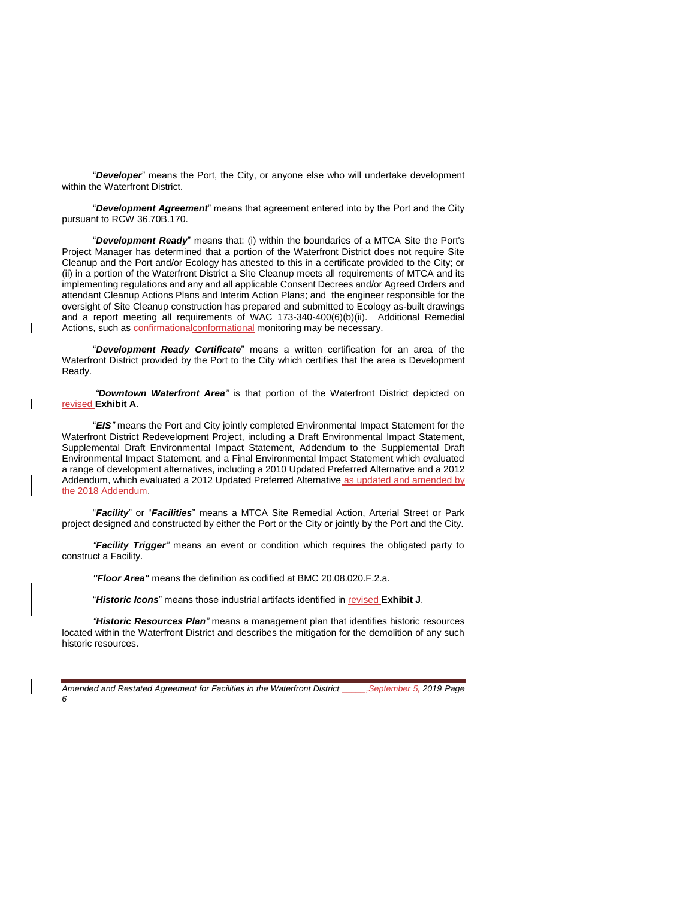"***Developer***" means the Port, the City, or anyone else who will undertake development within the Waterfront District.

"***Development Agreement***" means that agreement entered into by the Port and the City pursuant to RCW 36.70B.170.

"***Development Ready***" means that: (i) within the boundaries of a MTCA Site the Port's Project Manager has determined that a portion of the Waterfront District does not require Site Cleanup and the Port and/or Ecology has attested to this in a certificate provided to the City; or (ii) in a portion of the Waterfront District a Site Cleanup meets all requirements of MTCA and its implementing regulations and any and all applicable Consent Decrees and/or Agreed Orders and attendant Cleanup Actions Plans and Interim Action Plans; and the engineer responsible for the oversight of Site Cleanup construction has prepared and submitted to Ecology as-built drawings and a report meeting all requirements of WAC 173-340-400(6)(b)(ii). Additional Remedial Actions, such as ~~confirmational~~conformational monitoring may be necessary.

"***Development Ready Certificate***" means a written certification for an area of the Waterfront District provided by the Port to the City which certifies that the area is Development Ready.

*"**Downtown Waterfront Area**"* is that portion of the Waterfront District depicted on revised **Exhibit A**.

"***EIS***" means the Port and City jointly completed Environmental Impact Statement for the Waterfront District Redevelopment Project, including a Draft Environmental Impact Statement, Supplemental Draft Environmental Impact Statement, Addendum to the Supplemental Draft Environmental Impact Statement, and a Final Environmental Impact Statement which evaluated a range of development alternatives, including a 2010 Updated Preferred Alternative and a 2012 Addendum, which evaluated a 2012 Updated Preferred Alternative as updated and amended by the 2018 Addendum.

"***Facility***" or "***Facilities***" means a MTCA Site Remedial Action, Arterial Street or Park project designed and constructed by either the Port or the City or jointly by the Port and the City.

*"**Facility Trigger**"* means an event or condition which requires the obligated party to construct a Facility.

***"Floor Area"*** means the definition as codified at BMC 20.08.020.F.2.a.

"***Historic Icons***" means those industrial artifacts identified in revised **Exhibit J**.

*"**Historic Resources Plan**"* means a management plan that identifies historic resources located within the Waterfront District and describes the mitigation for the demolition of any such historic resources.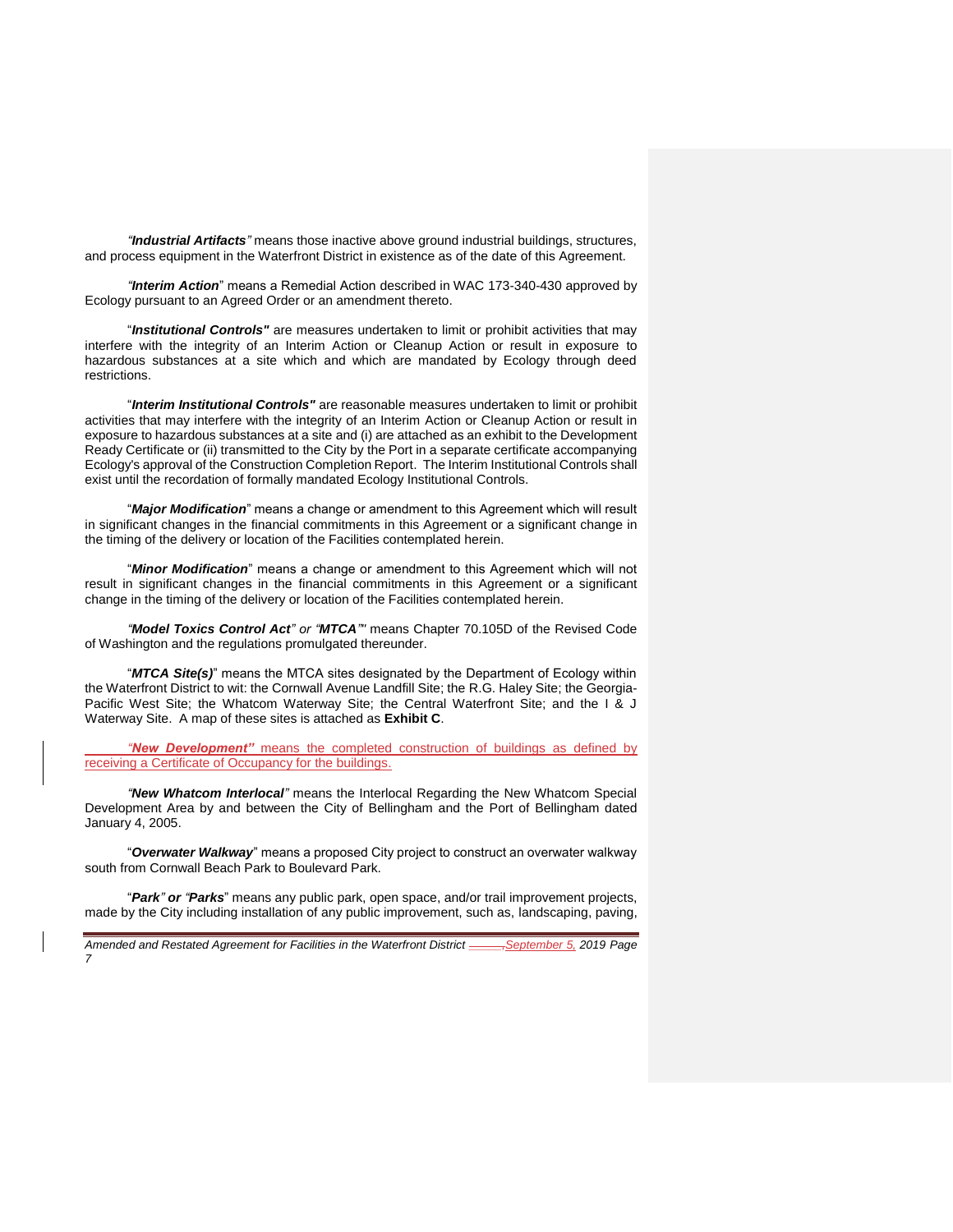***"Industrial Artifacts"*** means those inactive above ground industrial buildings, structures, and process equipment in the Waterfront District in existence as of the date of this Agreement.

***"Interim Action"*** means a Remedial Action described in WAC 173-340-430 approved by Ecology pursuant to an Agreed Order or an amendment thereto.

"***Institutional Controls"*** are measures undertaken to limit or prohibit activities that may interfere with the integrity of an Interim Action or Cleanup Action or result in exposure to hazardous substances at a site which and which are mandated by Ecology through deed restrictions.

"***Interim Institutional Controls"*** are reasonable measures undertaken to limit or prohibit activities that may interfere with the integrity of an Interim Action or Cleanup Action or result in exposure to hazardous substances at a site and (i) are attached as an exhibit to the Development Ready Certificate or (ii) transmitted to the City by the Port in a separate certificate accompanying Ecology's approval of the Construction Completion Report. The Interim Institutional Controls shall exist until the recordation of formally mandated Ecology Institutional Controls.

"***Major Modification***" means a change or amendment to this Agreement which will result in significant changes in the financial commitments in this Agreement or a significant change in the timing of the delivery or location of the Facilities contemplated herein.

"***Minor Modification***" means a change or amendment to this Agreement which will not result in significant changes in the financial commitments in this Agreement or a significant change in the timing of the delivery or location of the Facilities contemplated herein.

***"Model Toxics Control Act"*** or ***"MTCA"*** means Chapter 70.105D of the Revised Code of Washington and the regulations promulgated thereunder.

"***MTCA Site(s)***" means the MTCA sites designated by the Department of Ecology within the Waterfront District to wit: the Cornwall Avenue Landfill Site; the R.G. Haley Site; the Georgia-Pacific West Site; the Whatcom Waterway Site; the Central Waterfront Site; and the I & J Waterway Site. A map of these sites is attached as **Exhibit C**.

***"New Development"*** means the completed construction of buildings as defined by receiving a Certificate of Occupancy for the buildings.

***"New Whatcom Interlocal"*** means the Interlocal Regarding the New Whatcom Special Development Area by and between the City of Bellingham and the Port of Bellingham dated January 4, 2005.

"***Overwater Walkway***" means a proposed City project to construct an overwater walkway south from Cornwall Beach Park to Boulevard Park.

"***Park" or "Parks***" means any public park, open space, and/or trail improvement projects, made by the City including installation of any public improvement, such as, landscaping, paving,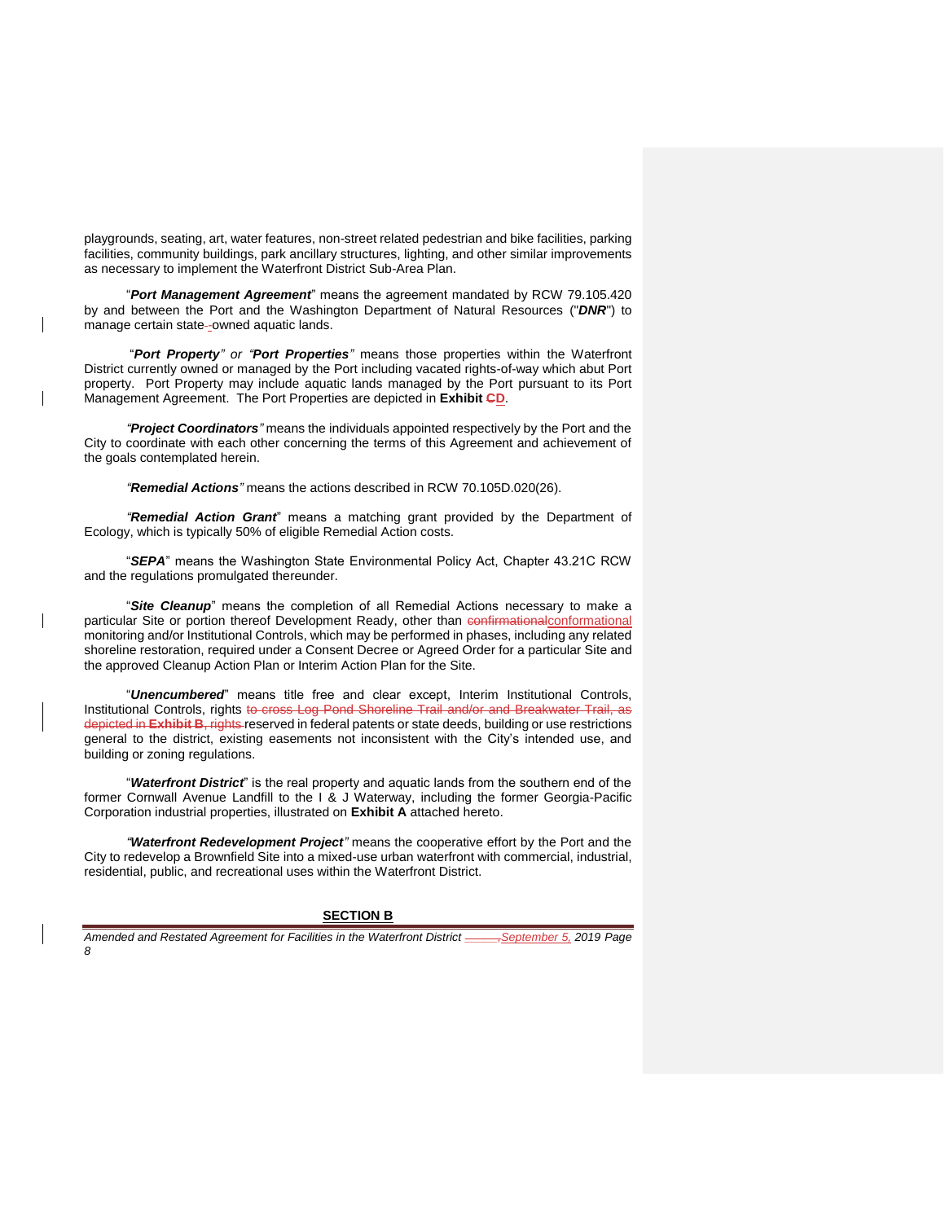playgrounds, seating, art, water features, non-street related pedestrian and bike facilities, parking facilities, community buildings, park ancillary structures, lighting, and other similar improvements as necessary to implement the Waterfront District Sub-Area Plan.

"***Port Management Agreement***" means the agreement mandated by RCW 79.105.420 by and between the Port and the Washington Department of Natural Resources ("***DNR***") to manage certain state-owned aquatic lands.

"***Port Property*** *or* ***Port Properties***" means those properties within the Waterfront District currently owned or managed by the Port including vacated rights-of-way which abut Port property. Port Property may include aquatic lands managed by the Port pursuant to its Port Management Agreement. The Port Properties are depicted in **Exhibit ~~C~~D**.

"***Project Coordinators***" means the individuals appointed respectively by the Port and the City to coordinate with each other concerning the terms of this Agreement and achievement of the goals contemplated herein.

"***Remedial Actions***" means the actions described in RCW 70.105D.020(26).

"***Remedial Action Grant***" means a matching grant provided by the Department of Ecology, which is typically 50% of eligible Remedial Action costs.

"***SEPA***" means the Washington State Environmental Policy Act, Chapter 43.21C RCW and the regulations promulgated thereunder.

"***Site Cleanup***" means the completion of all Remedial Actions necessary to make a particular Site or portion thereof Development Ready, other than ~~confirmational~~conformational monitoring and/or Institutional Controls, which may be performed in phases, including any related shoreline restoration, required under a Consent Decree or Agreed Order for a particular Site and the approved Cleanup Action Plan or Interim Action Plan for the Site.

"***Unencumbered***" means title free and clear except, Interim Institutional Controls, Institutional Controls, rights ~~to cross Log Pond Shoreline Trail and/or and Breakwater Trail, as depicted in **Exhibit B**, rights~~ reserved in federal patents or state deeds, building or use restrictions general to the district, existing easements not inconsistent with the City's intended use, and building or zoning regulations.

"***Waterfront District***" is the real property and aquatic lands from the southern end of the former Cornwall Avenue Landfill to the I & J Waterway, including the former Georgia-Pacific Corporation industrial properties, illustrated on **Exhibit A** attached hereto.

"***Waterfront Redevelopment Project***" means the cooperative effort by the Port and the City to redevelop a Brownfield Site into a mixed-use urban waterfront with commercial, industrial, residential, public, and recreational uses within the Waterfront District.

**SECTION B**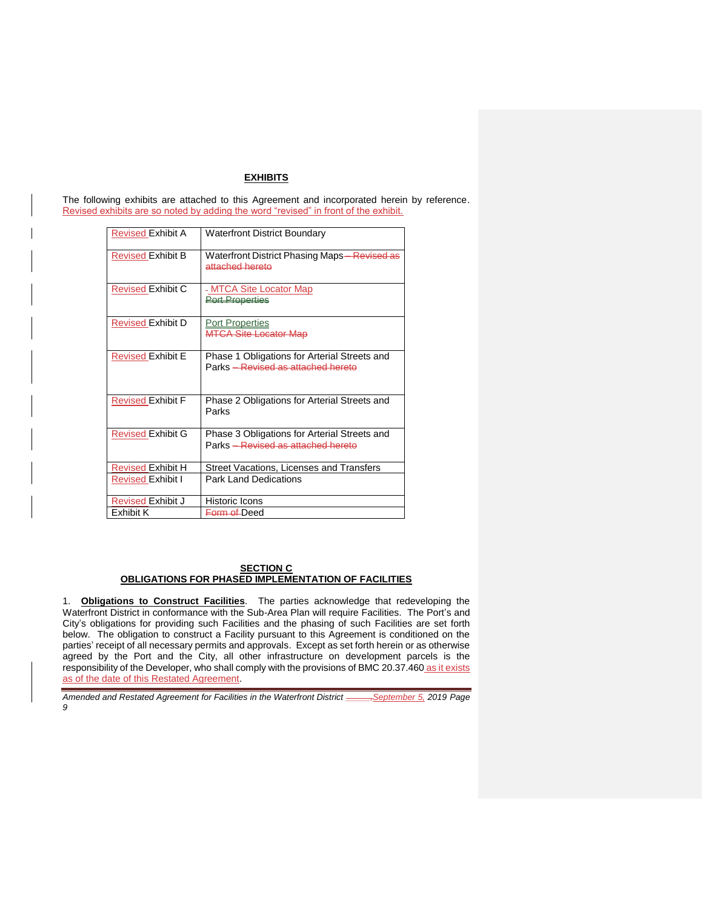## EXHIBITS

The following exhibits are attached to this Agreement and incorporated herein by reference. Revised exhibits are so noted by adding the word "revised" in front of the exhibit.

| | |
|---|---|
| Revised Exhibit A | Waterfront District Boundary |
| Revised Exhibit B | Waterfront District Phasing Maps ~~– Revised as attached hereto~~ |
| Revised Exhibit C | - MTCA Site Locator Map ~~Port Properties~~ |
| Revised Exhibit D | Port Properties ~~MTCA Site Locator Map~~ |
| Revised Exhibit E | Phase 1 Obligations for Arterial Streets and Parks ~~– Revised as attached hereto~~ |
| Revised Exhibit F | Phase 2 Obligations for Arterial Streets and Parks |
| Revised Exhibit G | Phase 3 Obligations for Arterial Streets and Parks ~~– Revised as attached hereto~~ |
| Revised Exhibit H | Street Vacations, Licenses and Transfers |
| Revised Exhibit I | Park Land Dedications |
| Revised Exhibit J | Historic Icons |
| Exhibit K | ~~Form of~~ Deed |

## SECTION C
## OBLIGATIONS FOR PHASED IMPLEMENTATION OF FACILITIES

1. **Obligations to Construct Facilities**. The parties acknowledge that redeveloping the Waterfront District in conformance with the Sub-Area Plan will require Facilities. The Port's and City's obligations for providing such Facilities and the phasing of such Facilities are set forth below. The obligation to construct a Facility pursuant to this Agreement is conditioned on the parties' receipt of all necessary permits and approvals. Except as set forth herein or as otherwise agreed by the Port and the City, all other infrastructure on development parcels is the responsibility of the Developer, who shall comply with the provisions of BMC 20.37.460 as it exists as of the date of this Restated Agreement.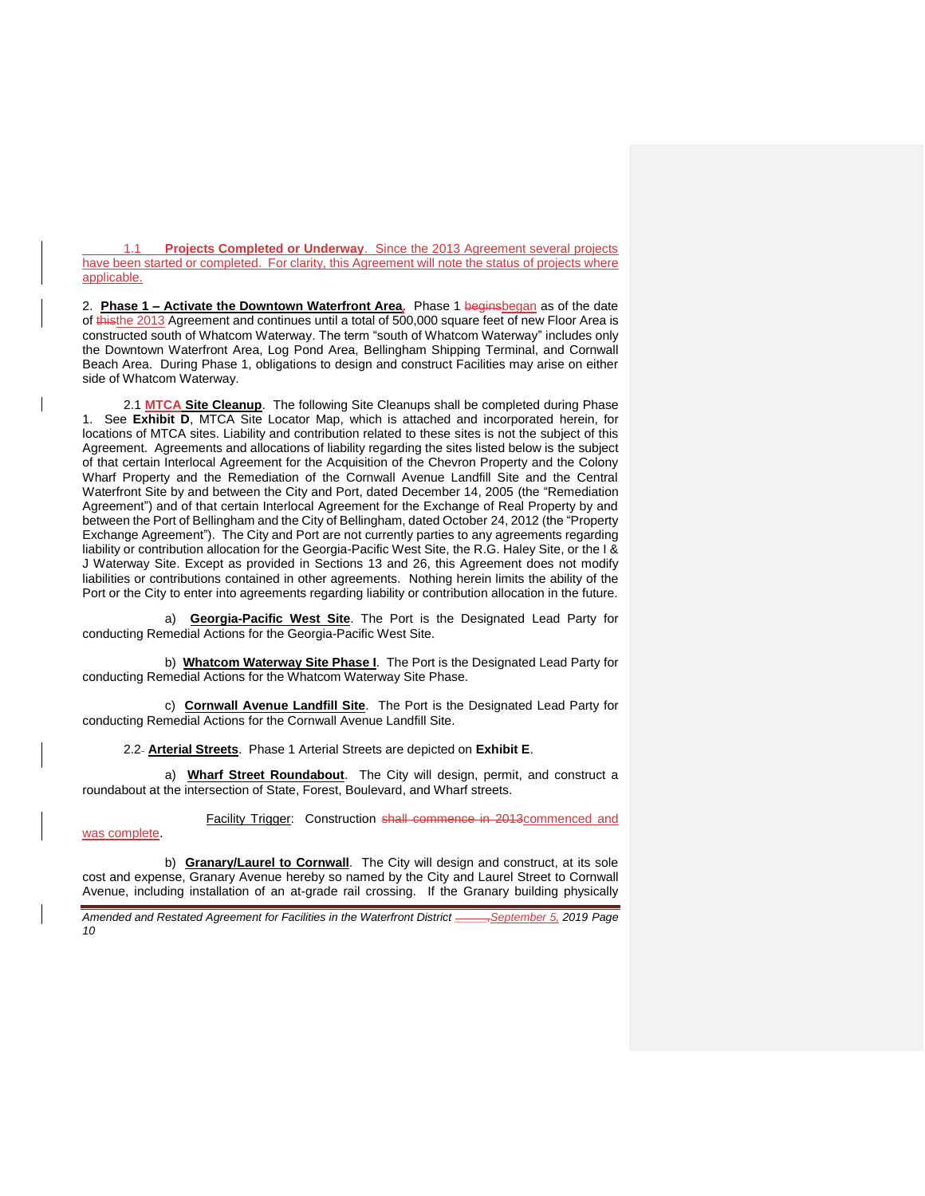1.1 **Projects Completed or Underway**. Since the 2013 Agreement several projects have been started or completed. For clarity, this Agreement will note the status of projects where applicable.

2. **Phase 1 – Activate the Downtown Waterfront Area**. Phase 1 ~~begins~~began as of the date of ~~this~~the 2013 Agreement and continues until a total of 500,000 square feet of new Floor Area is constructed south of Whatcom Waterway. The term "south of Whatcom Waterway" includes only the Downtown Waterfront Area, Log Pond Area, Bellingham Shipping Terminal, and Cornwall Beach Area. During Phase 1, obligations to design and construct Facilities may arise on either side of Whatcom Waterway.

2.1 **MTCA Site Cleanup**. The following Site Cleanups shall be completed during Phase 1. See **Exhibit D**, MTCA Site Locator Map, which is attached and incorporated herein, for locations of MTCA sites. Liability and contribution related to these sites is not the subject of this Agreement. Agreements and allocations of liability regarding the sites listed below is the subject of that certain Interlocal Agreement for the Acquisition of the Chevron Property and the Colony Wharf Property and the Remediation of the Cornwall Avenue Landfill Site and the Central Waterfront Site by and between the City and Port, dated December 14, 2005 (the "Remediation Agreement") and of that certain Interlocal Agreement for the Exchange of Real Property by and between the Port of Bellingham and the City of Bellingham, dated October 24, 2012 (the "Property Exchange Agreement"). The City and Port are not currently parties to any agreements regarding liability or contribution allocation for the Georgia-Pacific West Site, the R.G. Haley Site, or the I & J Waterway Site. Except as provided in Sections 13 and 26, this Agreement does not modify liabilities or contributions contained in other agreements. Nothing herein limits the ability of the Port or the City to enter into agreements regarding liability or contribution allocation in the future.

a) **Georgia-Pacific West Site**. The Port is the Designated Lead Party for conducting Remedial Actions for the Georgia-Pacific West Site.

b) **Whatcom Waterway Site Phase I**. The Port is the Designated Lead Party for conducting Remedial Actions for the Whatcom Waterway Site Phase.

c) **Cornwall Avenue Landfill Site**. The Port is the Designated Lead Party for conducting Remedial Actions for the Cornwall Avenue Landfill Site.

2.2 **Arterial Streets**. Phase 1 Arterial Streets are depicted on **Exhibit E**.

a) **Wharf Street Roundabout**. The City will design, permit, and construct a roundabout at the intersection of State, Forest, Boulevard, and Wharf streets.

Facility Trigger: Construction ~~shall commence in 2013~~commenced and was complete.

b) **Granary/Laurel to Cornwall**. The City will design and construct, at its sole cost and expense, Granary Avenue hereby so named by the City and Laurel Street to Cornwall Avenue, including installation of an at-grade rail crossing. If the Granary building physically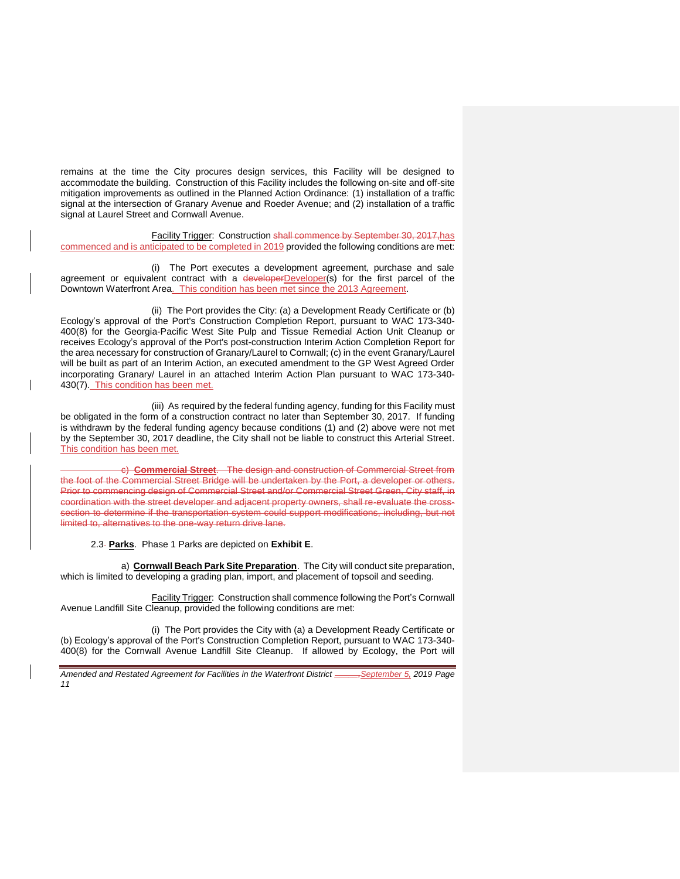remains at the time the City procures design services, this Facility will be designed to accommodate the building. Construction of this Facility includes the following on-site and off-site mitigation improvements as outlined in the Planned Action Ordinance: (1) installation of a traffic signal at the intersection of Granary Avenue and Roeder Avenue; and (2) installation of a traffic signal at Laurel Street and Cornwall Avenue.

Facility Trigger: Construction ~~shall commence by September 30, 2017,~~has commenced and is anticipated to be completed in 2019 provided the following conditions are met:

(i) The Port executes a development agreement, purchase and sale agreement or equivalent contract with a ~~developer~~Developer(s) for the first parcel of the Downtown Waterfront Area. This condition has been met since the 2013 Agreement.

(ii) The Port provides the City: (a) a Development Ready Certificate or (b) Ecology's approval of the Port's Construction Completion Report, pursuant to WAC 173-340-400(8) for the Georgia-Pacific West Site Pulp and Tissue Remedial Action Unit Cleanup or receives Ecology's approval of the Port's post-construction Interim Action Completion Report for the area necessary for construction of Granary/Laurel to Cornwall; (c) in the event Granary/Laurel will be built as part of an Interim Action, an executed amendment to the GP West Agreed Order incorporating Granary/ Laurel in an attached Interim Action Plan pursuant to WAC 173-340-430(7). This condition has been met.

(iii) As required by the federal funding agency, funding for this Facility must be obligated in the form of a construction contract no later than September 30, 2017. If funding is withdrawn by the federal funding agency because conditions (1) and (2) above were not met by the September 30, 2017 deadline, the City shall not be liable to construct this Arterial Street. This condition has been met.

~~c) **Commercial Street**. The design and construction of Commercial Street from the foot of the Commercial Street Bridge will be undertaken by the Port, a developer or others. Prior to commencing design of Commercial Street and/or Commercial Street Green, City staff, in coordination with the street developer and adjacent property owners, shall re-evaluate the cross-section to determine if the transportation system could support modifications, including, but not limited to, alternatives to the one-way return drive lane.~~

2.3. **Parks**. Phase 1 Parks are depicted on **Exhibit E**.

a) **Cornwall Beach Park Site Preparation**. The City will conduct site preparation, which is limited to developing a grading plan, import, and placement of topsoil and seeding.

Facility Trigger: Construction shall commence following the Port's Cornwall Avenue Landfill Site Cleanup, provided the following conditions are met:

(i) The Port provides the City with (a) a Development Ready Certificate or (b) Ecology's approval of the Port's Construction Completion Report, pursuant to WAC 173-340-400(8) for the Cornwall Avenue Landfill Site Cleanup. If allowed by Ecology, the Port will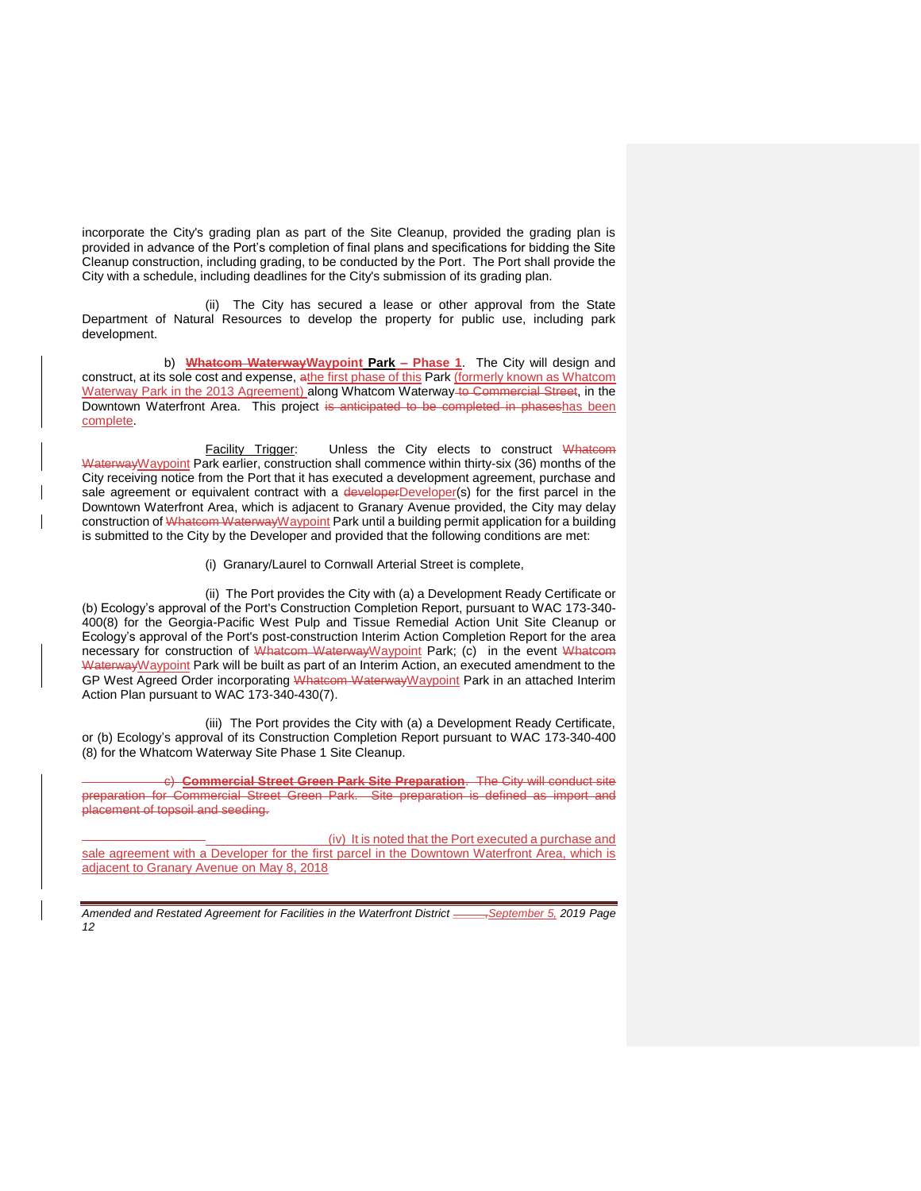incorporate the City's grading plan as part of the Site Cleanup, provided the grading plan is provided in advance of the Port's completion of final plans and specifications for bidding the Site Cleanup construction, including grading, to be conducted by the Port. The Port shall provide the City with a schedule, including deadlines for the City's submission of its grading plan.

(ii) The City has secured a lease or other approval from the State Department of Natural Resources to develop the property for public use, including park development.

b) ~~**Whatcom Waterway**~~**Waypoint Park – Phase 1**. The City will design and construct, at its sole cost and expense, ~~a~~the first phase of this Park (formerly known as Whatcom Waterway Park in the 2013 Agreement) along Whatcom Waterway ~~to Commercial Street~~, in the Downtown Waterfront Area. This project ~~is anticipated to be completed in phases~~has been complete.

Facility Trigger: Unless the City elects to construct ~~Whatcom Waterway~~Waypoint Park earlier, construction shall commence within thirty-six (36) months of the City receiving notice from the Port that it has executed a development agreement, purchase and sale agreement or equivalent contract with a ~~developer~~Developer(s) for the first parcel in the Downtown Waterfront Area, which is adjacent to Granary Avenue provided, the City may delay construction of ~~Whatcom Waterway~~Waypoint Park until a building permit application for a building is submitted to the City by the Developer and provided that the following conditions are met:

(i) Granary/Laurel to Cornwall Arterial Street is complete,

(ii) The Port provides the City with (a) a Development Ready Certificate or (b) Ecology's approval of the Port's Construction Completion Report, pursuant to WAC 173-340-400(8) for the Georgia-Pacific West Pulp and Tissue Remedial Action Unit Site Cleanup or Ecology's approval of the Port's post-construction Interim Action Completion Report for the area necessary for construction of ~~Whatcom Waterway~~Waypoint Park; (c) in the event ~~Whatcom Waterway~~Waypoint Park will be built as part of an Interim Action, an executed amendment to the GP West Agreed Order incorporating ~~Whatcom Waterway~~Waypoint Park in an attached Interim Action Plan pursuant to WAC 173-340-430(7).

(iii) The Port provides the City with (a) a Development Ready Certificate, or (b) Ecology's approval of its Construction Completion Report pursuant to WAC 173-340-400 (8) for the Whatcom Waterway Site Phase 1 Site Cleanup.

~~c) **Commercial Street Green Park Site Preparation**. The City will conduct site preparation for Commercial Street Green Park. Site preparation is defined as import and placement of topsoil and seeding.~~

(iv) It is noted that the Port executed a purchase and sale agreement with a Developer for the first parcel in the Downtown Waterfront Area, which is adjacent to Granary Avenue on May 8, 2018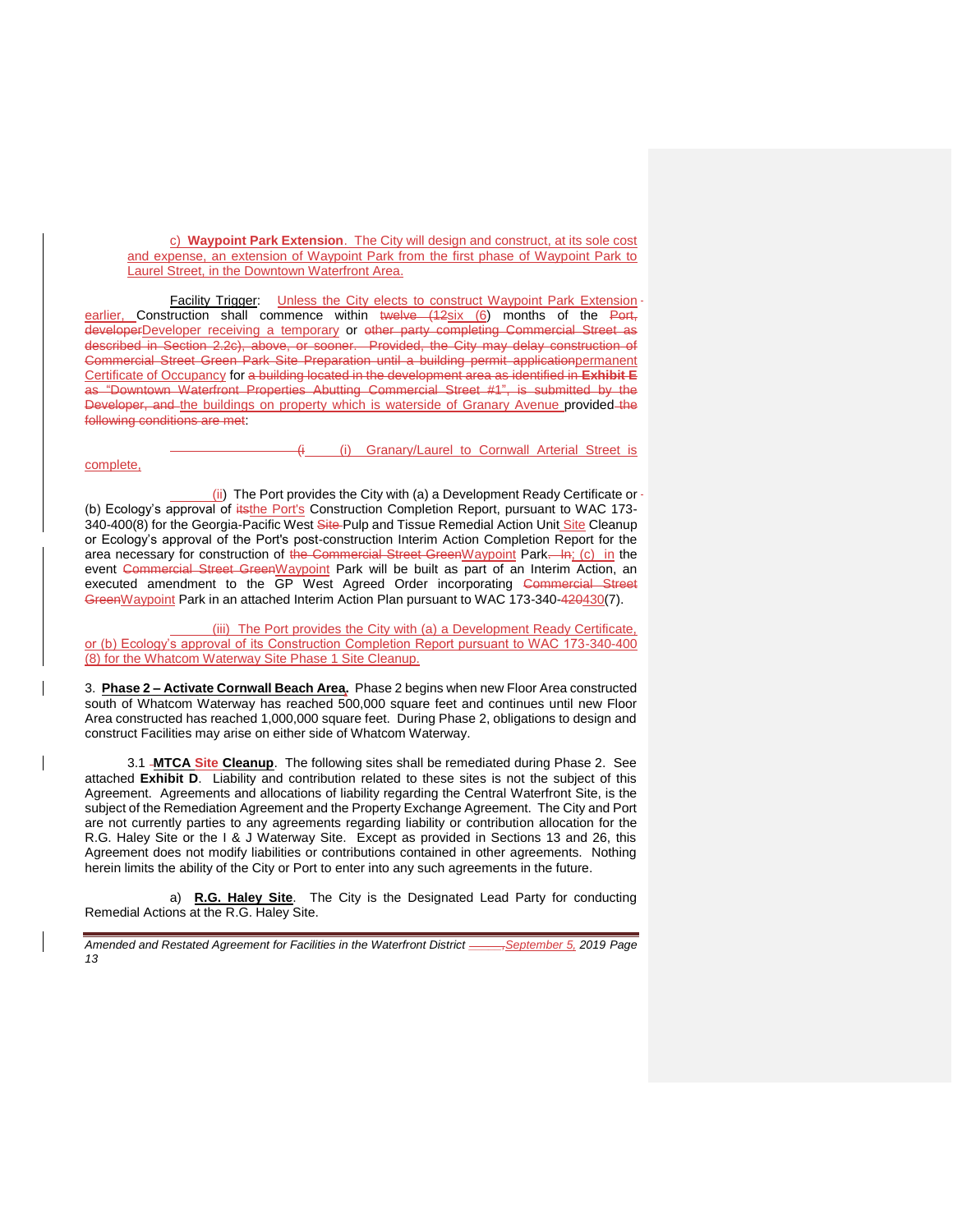c) **Waypoint Park Extension**. The City will design and construct, at its sole cost and expense, an extension of Waypoint Park from the first phase of Waypoint Park to Laurel Street, in the Downtown Waterfront Area.

Facility Trigger: Unless the City elects to construct Waypoint Park Extension earlier, Construction shall commence within ~~twelve (12~~six (6) months of the ~~Port, developer~~Developer receiving a temporary or ~~other party completing Commercial Street as described in Section 2.2c), above, or sooner. Provided, the City may delay construction of Commercial Street Green Park Site Preparation until a building permit application~~permanent Certificate of Occupancy for ~~a building located in the development area as identified in **Exhibit E** as "Downtown Waterfront Properties Abutting Commercial Street #1", is submitted by the Developer, and~~ the buildings on property which is waterside of Granary Avenue provided ~~the following conditions are met~~:

~~(i~~ (i) Granary/Laurel to Cornwall Arterial Street is complete,

(ii) The Port provides the City with (a) a Development Ready Certificate or (b) Ecology's approval of ~~its~~the Port's Construction Completion Report, pursuant to WAC 173-340-400(8) for the Georgia-Pacific West ~~Site~~ Pulp and Tissue Remedial Action Unit Site Cleanup or Ecology's approval of the Port's post-construction Interim Action Completion Report for the area necessary for construction of ~~the Commercial Street Green~~Waypoint Park. ~~In~~; (c) in the event ~~Commercial Street Green~~Waypoint Park will be built as part of an Interim Action, an executed amendment to the GP West Agreed Order incorporating ~~Commercial Street Green~~Waypoint Park in an attached Interim Action Plan pursuant to WAC 173-340-~~420~~430(7).

(iii) The Port provides the City with (a) a Development Ready Certificate, or (b) Ecology's approval of its Construction Completion Report pursuant to WAC 173-340-400 (8) for the Whatcom Waterway Site Phase 1 Site Cleanup.

3. **Phase 2 – Activate Cornwall Beach Area.** Phase 2 begins when new Floor Area constructed south of Whatcom Waterway has reached 500,000 square feet and continues until new Floor Area constructed has reached 1,000,000 square feet. During Phase 2, obligations to design and construct Facilities may arise on either side of Whatcom Waterway.

3.1 **MTCA Site Cleanup**. The following sites shall be remediated during Phase 2. See attached **Exhibit D**. Liability and contribution related to these sites is not the subject of this Agreement. Agreements and allocations of liability regarding the Central Waterfront Site, is the subject of the Remediation Agreement and the Property Exchange Agreement. The City and Port are not currently parties to any agreements regarding liability or contribution allocation for the R.G. Haley Site or the I & J Waterway Site. Except as provided in Sections 13 and 26, this Agreement does not modify liabilities or contributions contained in other agreements. Nothing herein limits the ability of the City or Port to enter into any such agreements in the future.

a) **R.G. Haley Site**. The City is the Designated Lead Party for conducting Remedial Actions at the R.G. Haley Site.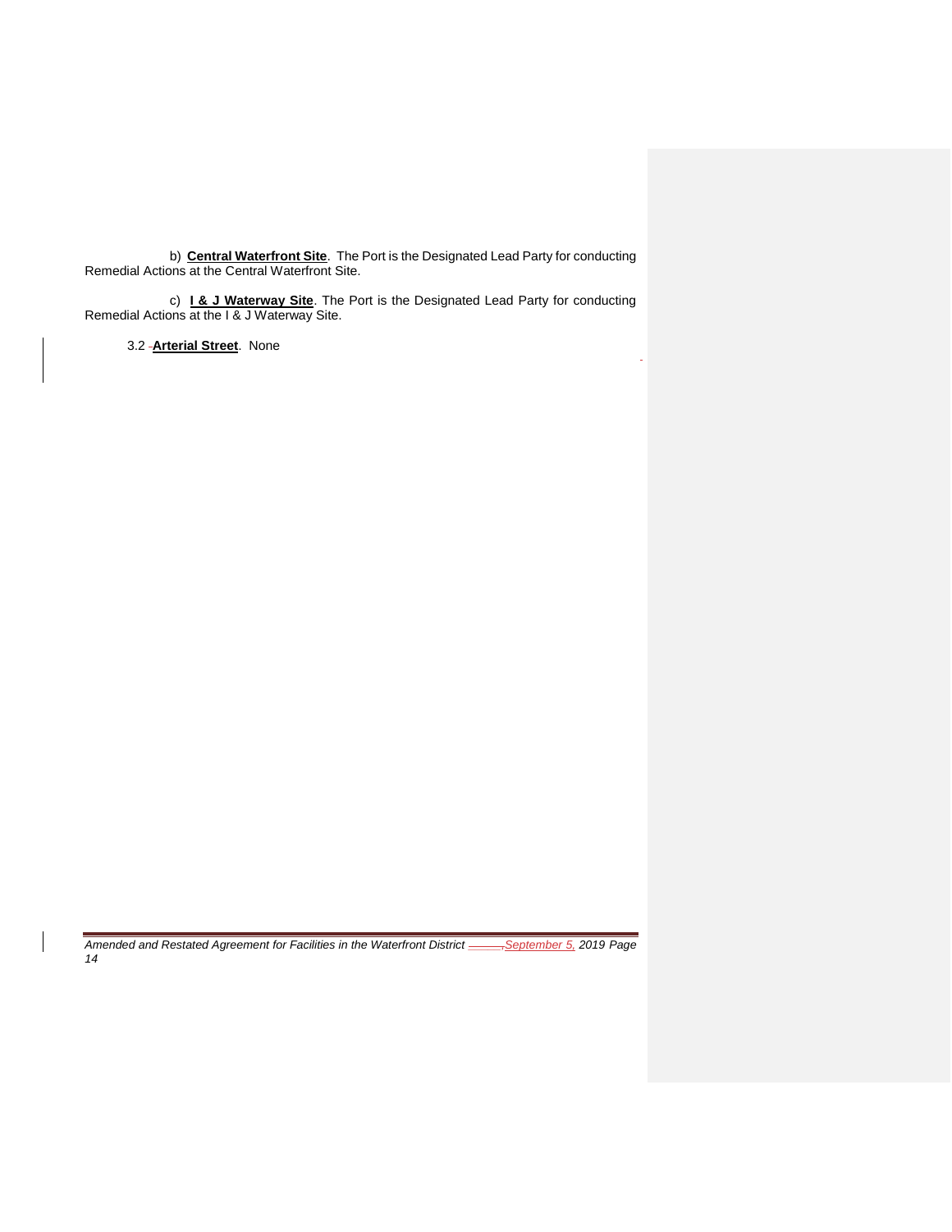b) **Central Waterfront Site**. The Port is the Designated Lead Party for conducting Remedial Actions at the Central Waterfront Site.

c) **I & J Waterway Site**. The Port is the Designated Lead Party for conducting Remedial Actions at the I & J Waterway Site.

3.2 **Arterial Street**. None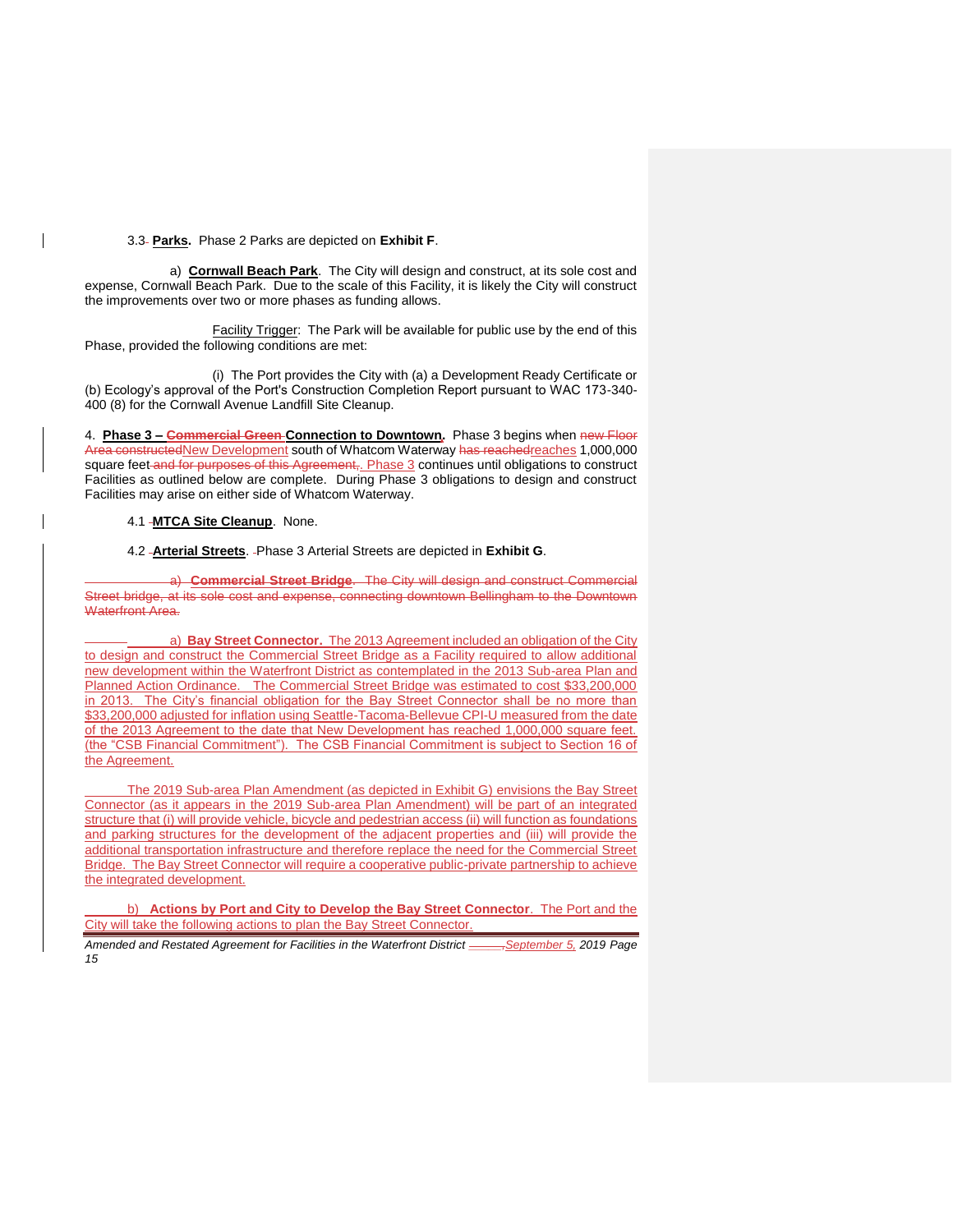3.3 **Parks.** Phase 2 Parks are depicted on **Exhibit F**.

a) **Cornwall Beach Park**. The City will design and construct, at its sole cost and expense, Cornwall Beach Park. Due to the scale of this Facility, it is likely the City will construct the improvements over two or more phases as funding allows.

Facility Trigger: The Park will be available for public use by the end of this Phase, provided the following conditions are met:

(i) The Port provides the City with (a) a Development Ready Certificate or (b) Ecology's approval of the Port's Construction Completion Report pursuant to WAC 173-340-400 (8) for the Cornwall Avenue Landfill Site Cleanup.

4. **Phase 3 – ~~Commercial Green~~ Connection to Downtown.** Phase 3 begins when ~~new Floor Area constructed~~New Development south of Whatcom Waterway ~~has reached~~reaches 1,000,000 square feet ~~and for purposes of this Agreement,~~. Phase 3 continues until obligations to construct Facilities as outlined below are complete. During Phase 3 obligations to design and construct Facilities may arise on either side of Whatcom Waterway.

4.1 **MTCA Site Cleanup**. None.

4.2 **Arterial Streets**. Phase 3 Arterial Streets are depicted in **Exhibit G**.

~~a) **Commercial Street Bridge**. The City will design and construct Commercial Street bridge, at its sole cost and expense, connecting downtown Bellingham to the Downtown Waterfront Area.~~

a) **Bay Street Connector.** The 2013 Agreement included an obligation of the City to design and construct the Commercial Street Bridge as a Facility required to allow additional new development within the Waterfront District as contemplated in the 2013 Sub-area Plan and Planned Action Ordinance. The Commercial Street Bridge was estimated to cost $33,200,000 in 2013. The City's financial obligation for the Bay Street Connector shall be no more than $33,200,000 adjusted for inflation using Seattle-Tacoma-Bellevue CPI-U measured from the date of the 2013 Agreement to the date that New Development has reached 1,000,000 square feet. (the "CSB Financial Commitment"). The CSB Financial Commitment is subject to Section 16 of the Agreement.

The 2019 Sub-area Plan Amendment (as depicted in Exhibit G) envisions the Bay Street Connector (as it appears in the 2019 Sub-area Plan Amendment) will be part of an integrated structure that (i) will provide vehicle, bicycle and pedestrian access (ii) will function as foundations and parking structures for the development of the adjacent properties and (iii) will provide the additional transportation infrastructure and therefore replace the need for the Commercial Street Bridge. The Bay Street Connector will require a cooperative public-private partnership to achieve the integrated development.

b) **Actions by Port and City to Develop the Bay Street Connector**. The Port and the City will take the following actions to plan the Bay Street Connector.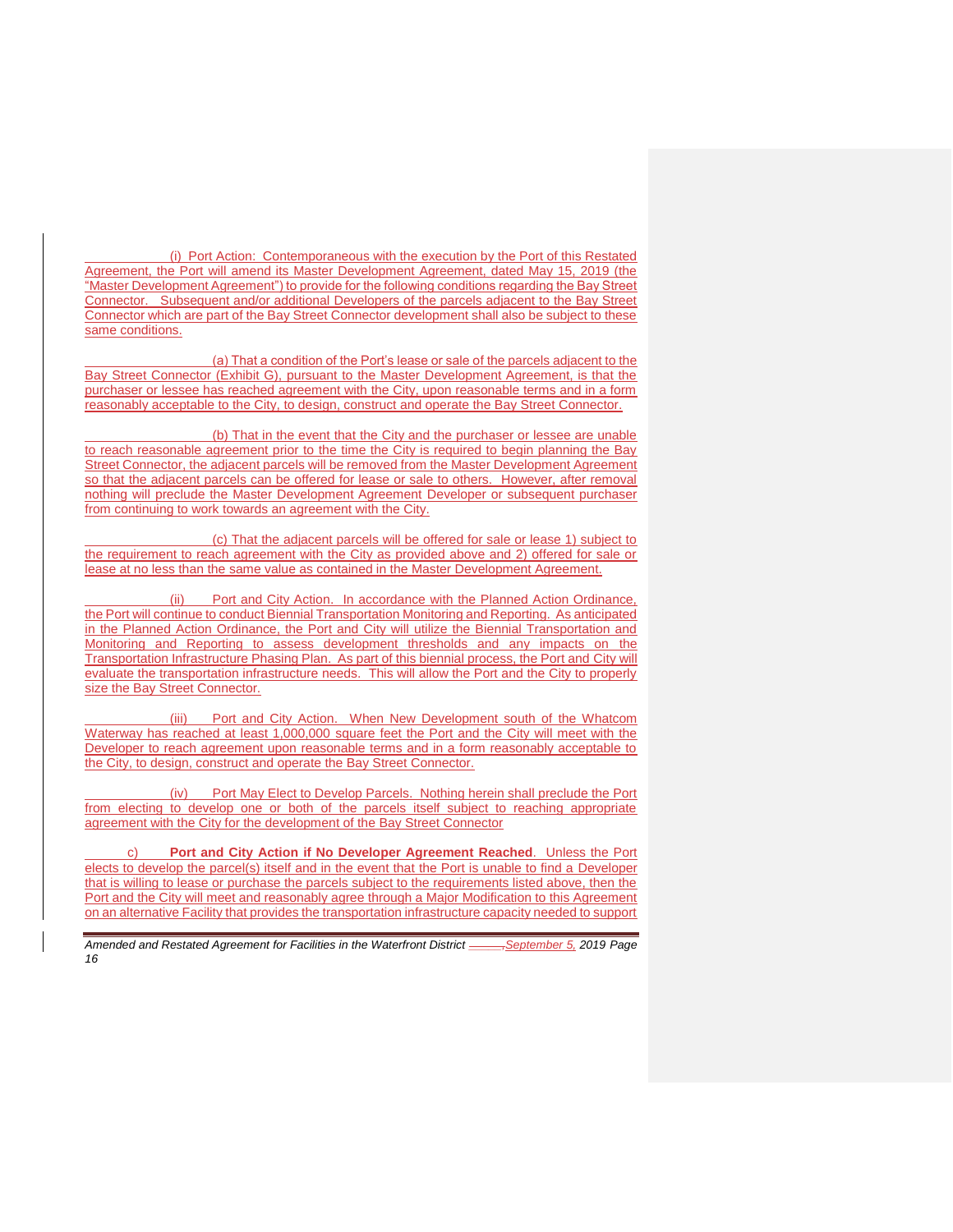(i) Port Action: Contemporaneous with the execution by the Port of this Restated Agreement, the Port will amend its Master Development Agreement, dated May 15, 2019 (the "Master Development Agreement") to provide for the following conditions regarding the Bay Street Connector. Subsequent and/or additional Developers of the parcels adjacent to the Bay Street Connector which are part of the Bay Street Connector development shall also be subject to these same conditions.

(a) That a condition of the Port's lease or sale of the parcels adjacent to the Bay Street Connector (Exhibit G), pursuant to the Master Development Agreement, is that the purchaser or lessee has reached agreement with the City, upon reasonable terms and in a form reasonably acceptable to the City, to design, construct and operate the Bay Street Connector.

(b) That in the event that the City and the purchaser or lessee are unable to reach reasonable agreement prior to the time the City is required to begin planning the Bay Street Connector, the adjacent parcels will be removed from the Master Development Agreement so that the adjacent parcels can be offered for lease or sale to others. However, after removal nothing will preclude the Master Development Agreement Developer or subsequent purchaser from continuing to work towards an agreement with the City.

(c) That the adjacent parcels will be offered for sale or lease 1) subject to the requirement to reach agreement with the City as provided above and 2) offered for sale or lease at no less than the same value as contained in the Master Development Agreement.

(ii) Port and City Action. In accordance with the Planned Action Ordinance, the Port will continue to conduct Biennial Transportation Monitoring and Reporting. As anticipated in the Planned Action Ordinance, the Port and City will utilize the Biennial Transportation and Monitoring and Reporting to assess development thresholds and any impacts on the Transportation Infrastructure Phasing Plan. As part of this biennial process, the Port and City will evaluate the transportation infrastructure needs. This will allow the Port and the City to properly size the Bay Street Connector.

(iii) Port and City Action. When New Development south of the Whatcom Waterway has reached at least 1,000,000 square feet the Port and the City will meet with the Developer to reach agreement upon reasonable terms and in a form reasonably acceptable to the City, to design, construct and operate the Bay Street Connector.

(iv) Port May Elect to Develop Parcels. Nothing herein shall preclude the Port from electing to develop one or both of the parcels itself subject to reaching appropriate agreement with the City for the development of the Bay Street Connector

c) **Port and City Action if No Developer Agreement Reached**. Unless the Port elects to develop the parcel(s) itself and in the event that the Port is unable to find a Developer that is willing to lease or purchase the parcels subject to the requirements listed above, then the Port and the City will meet and reasonably agree through a Major Modification to this Agreement on an alternative Facility that provides the transportation infrastructure capacity needed to support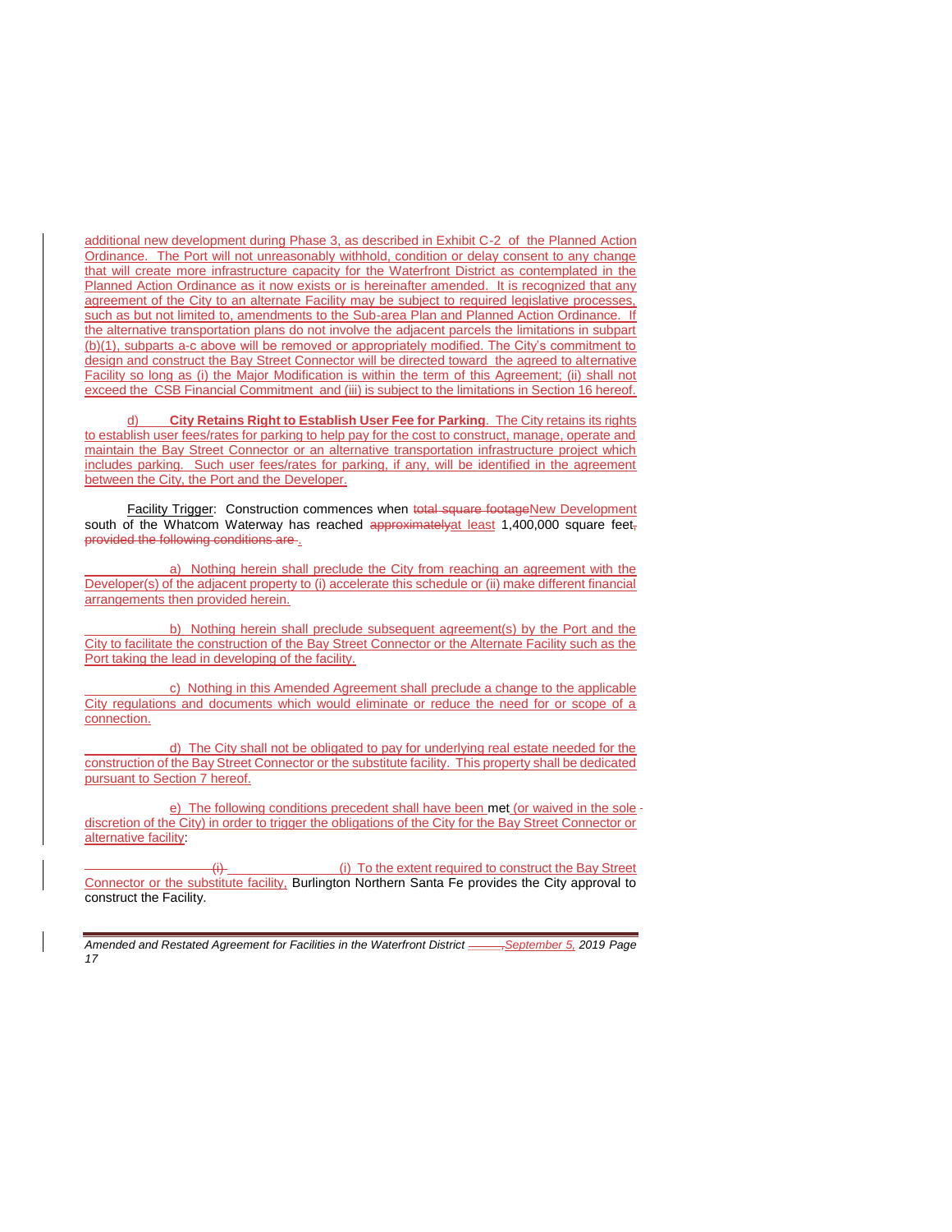additional new development during Phase 3, as described in Exhibit C-2 of the Planned Action Ordinance. The Port will not unreasonably withhold, condition or delay consent to any change that will create more infrastructure capacity for the Waterfront District as contemplated in the Planned Action Ordinance as it now exists or is hereinafter amended. It is recognized that any agreement of the City to an alternate Facility may be subject to required legislative processes, such as but not limited to, amendments to the Sub-area Plan and Planned Action Ordinance. If the alternative transportation plans do not involve the adjacent parcels the limitations in subpart (b)(1), subparts a-c above will be removed or appropriately modified. The City's commitment to design and construct the Bay Street Connector will be directed toward the agreed to alternative Facility so long as (i) the Major Modification is within the term of this Agreement; (ii) shall not exceed the CSB Financial Commitment and (iii) is subject to the limitations in Section 16 hereof.

d) **City Retains Right to Establish User Fee for Parking**. The City retains its rights to establish user fees/rates for parking to help pay for the cost to construct, manage, operate and maintain the Bay Street Connector or an alternative transportation infrastructure project which includes parking. Such user fees/rates for parking, if any, will be identified in the agreement between the City, the Port and the Developer.

Facility Trigger: Construction commences when ~~total square footage~~New Development south of the Whatcom Waterway has reached ~~approximately~~at least 1,400,000 square feet~~, provided the following conditions are~~.

a) Nothing herein shall preclude the City from reaching an agreement with the Developer(s) of the adjacent property to (i) accelerate this schedule or (ii) make different financial arrangements then provided herein.

b) Nothing herein shall preclude subsequent agreement(s) by the Port and the City to facilitate the construction of the Bay Street Connector or the Alternate Facility such as the Port taking the lead in developing of the facility.

c) Nothing in this Amended Agreement shall preclude a change to the applicable City regulations and documents which would eliminate or reduce the need for or scope of a connection.

d) The City shall not be obligated to pay for underlying real estate needed for the construction of the Bay Street Connector or the substitute facility. This property shall be dedicated pursuant to Section 7 hereof.

e) The following conditions precedent shall have been met (or waived in the sole discretion of the City) in order to trigger the obligations of the City for the Bay Street Connector or alternative facility:

~~(i)~~ (i) To the extent required to construct the Bay Street Connector or the substitute facility, Burlington Northern Santa Fe provides the City approval to construct the Facility.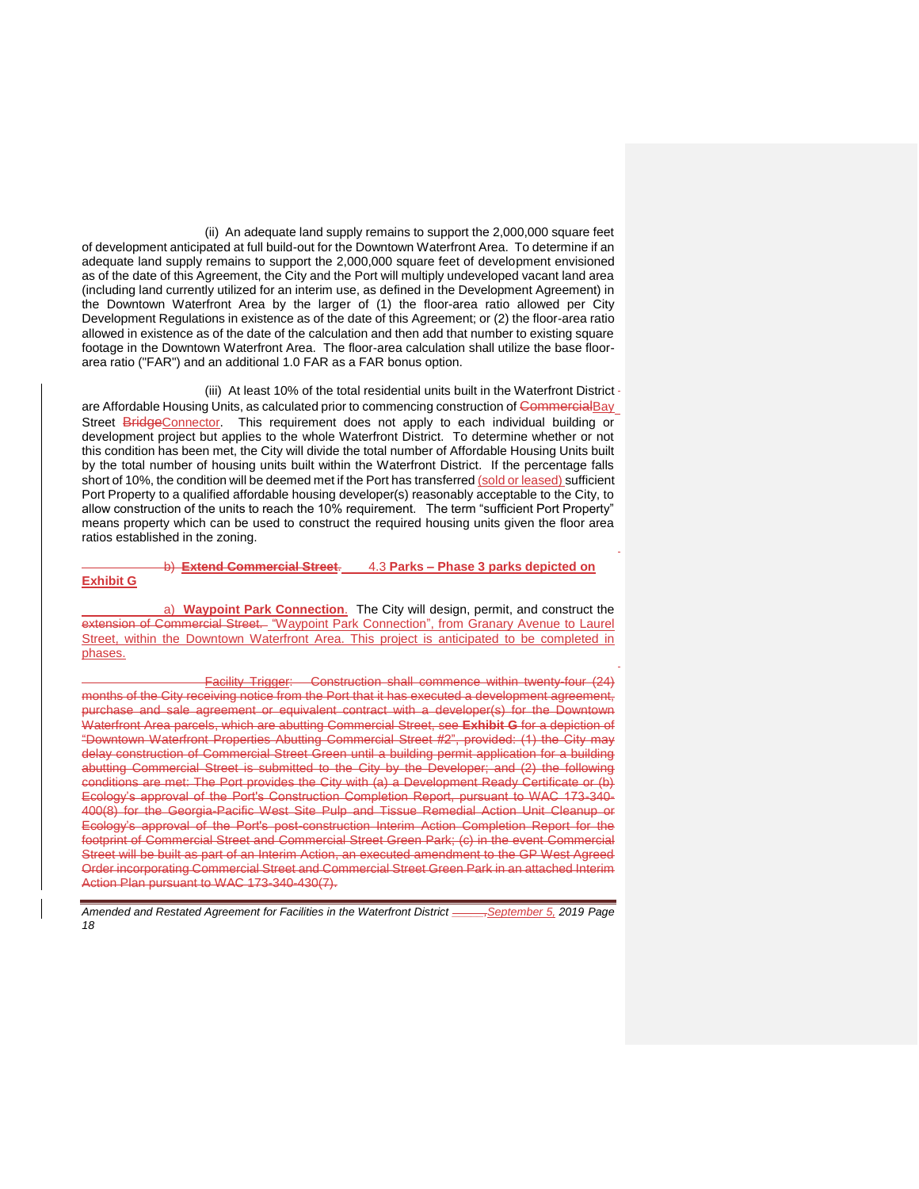(ii) An adequate land supply remains to support the 2,000,000 square feet of development anticipated at full build-out for the Downtown Waterfront Area. To determine if an adequate land supply remains to support the 2,000,000 square feet of development envisioned as of the date of this Agreement, the City and the Port will multiply undeveloped vacant land area (including land currently utilized for an interim use, as defined in the Development Agreement) in the Downtown Waterfront Area by the larger of (1) the floor-area ratio allowed per City Development Regulations in existence as of the date of this Agreement; or (2) the floor-area ratio allowed in existence as of the date of the calculation and then add that number to existing square footage in the Downtown Waterfront Area. The floor-area calculation shall utilize the base floor-area ratio ("FAR") and an additional 1.0 FAR as a FAR bonus option.

(iii) At least 10% of the total residential units built in the Waterfront District are Affordable Housing Units, as calculated prior to commencing construction of ~~Commercial~~Bay Street ~~Bridge~~Connector. This requirement does not apply to each individual building or development project but applies to the whole Waterfront District. To determine whether or not this condition has been met, the City will divide the total number of Affordable Housing Units built by the total number of housing units built within the Waterfront District. If the percentage falls short of 10%, the condition will be deemed met if the Port has transferred (sold or leased) sufficient Port Property to a qualified affordable housing developer(s) reasonably acceptable to the City, to allow construction of the units to reach the 10% requirement. The term "sufficient Port Property" means property which can be used to construct the required housing units given the floor area ratios established in the zoning.

~~b) **Extend Commercial Street.**~~ 4.3 **Parks – Phase 3 parks depicted on Exhibit G**

a) **Waypoint Park Connection**. The City will design, permit, and construct the ~~extension of Commercial Street.~~ "Waypoint Park Connection", from Granary Avenue to Laurel Street, within the Downtown Waterfront Area. This project is anticipated to be completed in phases.

~~Facility Trigger: Construction shall commence within twenty-four (24) months of the City receiving notice from the Port that it has executed a development agreement, purchase and sale agreement or equivalent contract with a developer(s) for the Downtown Waterfront Area parcels, which are abutting Commercial Street, see **Exhibit G** for a depiction of "Downtown Waterfront Properties Abutting Commercial Street #2", provided: (1) the City may delay construction of Commercial Street Green until a building permit application for a building abutting Commercial Street is submitted to the City by the Developer; and (2) the following conditions are met: The Port provides the City with (a) a Development Ready Certificate or (b) Ecology's approval of the Port's Construction Completion Report, pursuant to WAC 173-340-400(8) for the Georgia-Pacific West Site Pulp and Tissue Remedial Action Unit Cleanup or Ecology's approval of the Port's post-construction Interim Action Completion Report for the footprint of Commercial Street and Commercial Street Green Park; (c) in the event Commercial Street will be built as part of an Interim Action, an executed amendment to the GP West Agreed Order incorporating Commercial Street and Commercial Street Green Park in an attached Interim Action Plan pursuant to WAC 173-340-430(7).~~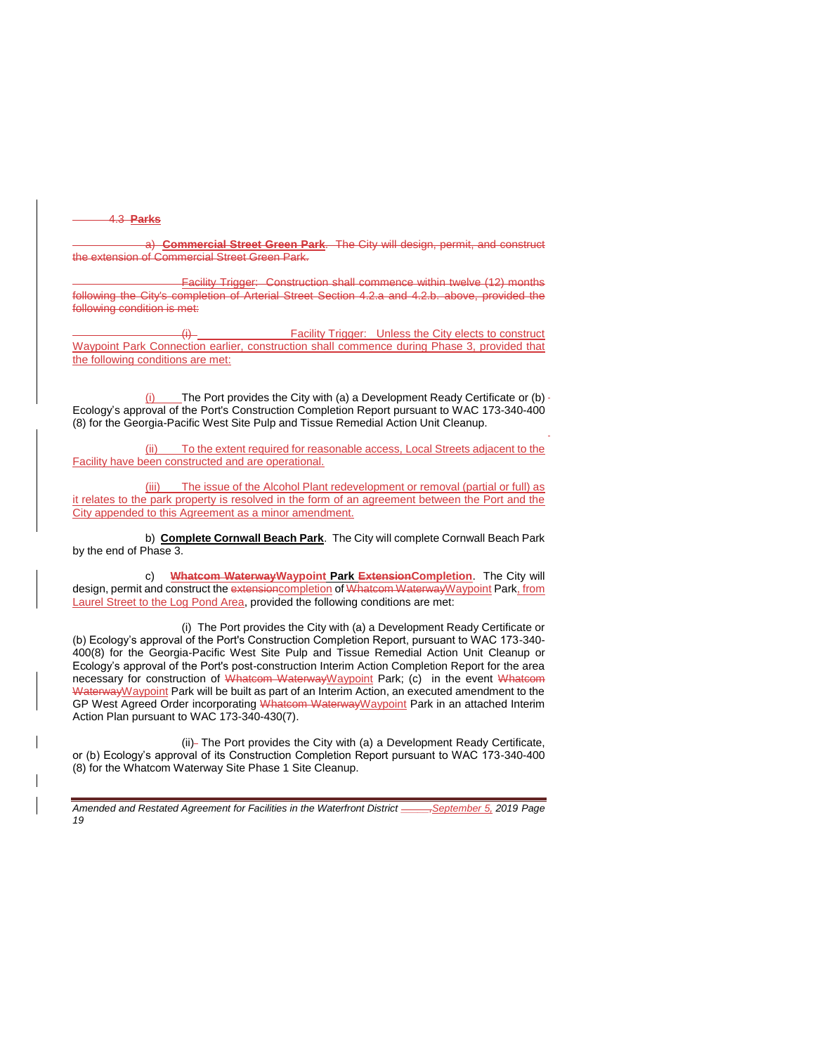4.3 **Parks**

a) **Commercial Street Green Park**. The City will design, permit, and construct the extension of Commercial Street Green Park.

Facility Trigger: Construction shall commence within twelve (12) months following the City's completion of Arterial Street Section 4.2.a and 4.2.b. above, provided the following condition is met:

(i) Facility Trigger: Unless the City elects to construct Waypoint Park Connection earlier, construction shall commence during Phase 3, provided that the following conditions are met:

(i) The Port provides the City with (a) a Development Ready Certificate or (b) Ecology's approval of the Port's Construction Completion Report pursuant to WAC 173-340-400 (8) for the Georgia-Pacific West Site Pulp and Tissue Remedial Action Unit Cleanup.

(ii) To the extent required for reasonable access, Local Streets adjacent to the Facility have been constructed and are operational.

(iii) The issue of the Alcohol Plant redevelopment or removal (partial or full) as it relates to the park property is resolved in the form of an agreement between the Port and the City appended to this Agreement as a minor amendment.

b) **Complete Cornwall Beach Park**. The City will complete Cornwall Beach Park by the end of Phase 3.

c) **Whatcom WaterwayWaypoint Park ExtensionCompletion**. The City will design, permit and construct the extensioncompletion of Whatcom WaterwayWaypoint Park, from Laurel Street to the Log Pond Area, provided the following conditions are met:

(i) The Port provides the City with (a) a Development Ready Certificate or (b) Ecology's approval of the Port's Construction Completion Report, pursuant to WAC 173-340-400(8) for the Georgia-Pacific West Site Pulp and Tissue Remedial Action Unit Cleanup or Ecology's approval of the Port's post-construction Interim Action Completion Report for the area necessary for construction of Whatcom WaterwayWaypoint Park; (c) in the event Whatcom WaterwayWaypoint Park will be built as part of an Interim Action, an executed amendment to the GP West Agreed Order incorporating Whatcom WaterwayWaypoint Park in an attached Interim Action Plan pursuant to WAC 173-340-430(7).

(ii) The Port provides the City with (a) a Development Ready Certificate, or (b) Ecology's approval of its Construction Completion Report pursuant to WAC 173-340-400 (8) for the Whatcom Waterway Site Phase 1 Site Cleanup.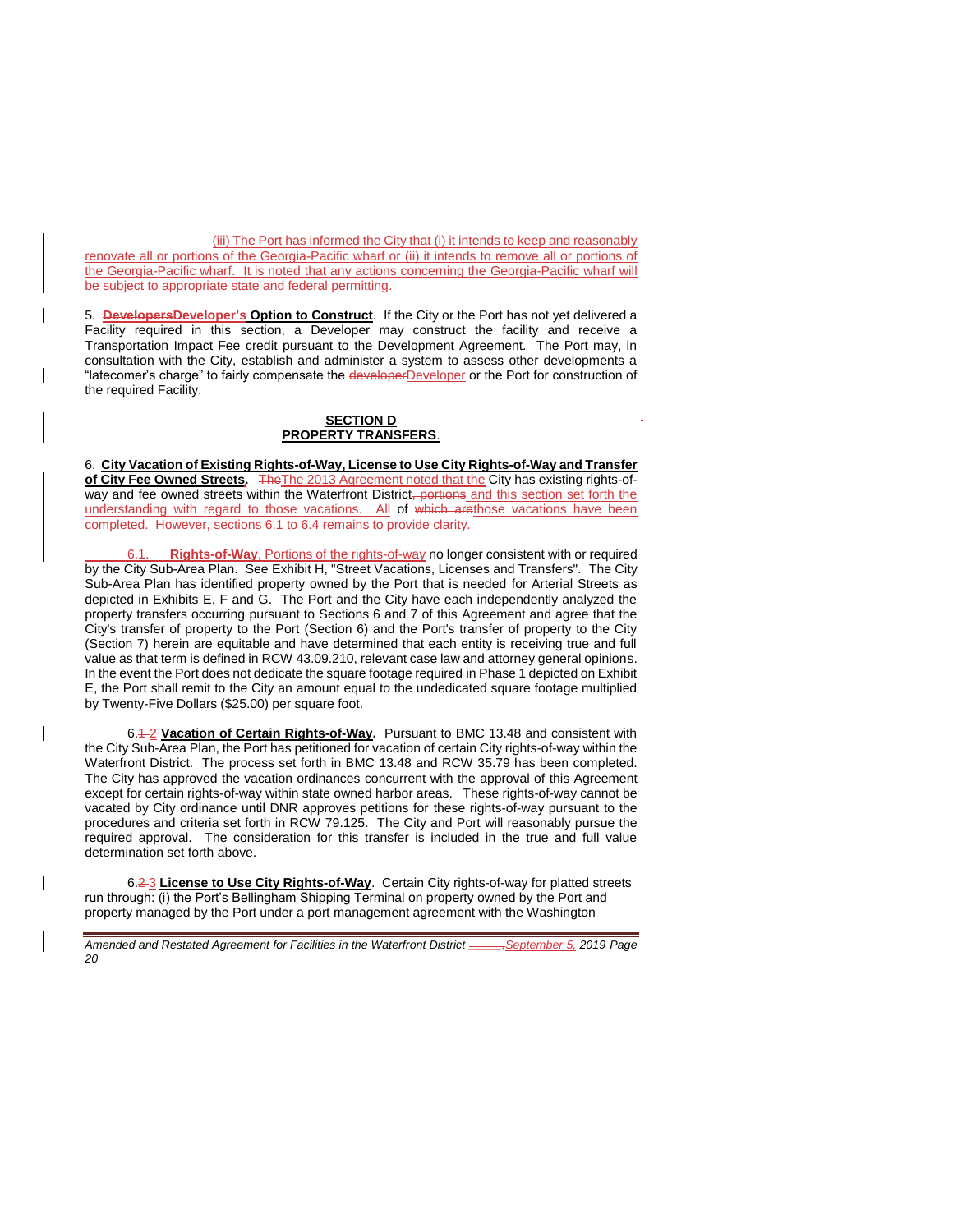(iii) The Port has informed the City that (i) it intends to keep and reasonably renovate all or portions of the Georgia-Pacific wharf or (ii) it intends to remove all or portions of the Georgia-Pacific wharf. It is noted that any actions concerning the Georgia-Pacific wharf will be subject to appropriate state and federal permitting.

5. **~~Developers~~Developer's Option to Construct**. If the City or the Port has not yet delivered a Facility required in this section, a Developer may construct the facility and receive a Transportation Impact Fee credit pursuant to the Development Agreement. The Port may, in consultation with the City, establish and administer a system to assess other developments a "latecomer's charge" to fairly compensate the ~~developer~~Developer or the Port for construction of the required Facility.

**SECTION D**
**PROPERTY TRANSFERS.**

6. **City Vacation of Existing Rights-of-Way, License to Use City Rights-of-Way and Transfer of City Fee Owned Streets.** ~~The~~The 2013 Agreement noted that the City has existing rights-of-way and fee owned streets within the Waterfront District~~, portions~~ and this section set forth the understanding with regard to those vacations. All of ~~which are~~those vacations have been completed. However, sections 6.1 to 6.4 remains to provide clarity.

6.1. **Rights-of-Way**, Portions of the rights-of-way no longer consistent with or required by the City Sub-Area Plan. See Exhibit H, "Street Vacations, Licenses and Transfers". The City Sub-Area Plan has identified property owned by the Port that is needed for Arterial Streets as depicted in Exhibits E, F and G. The Port and the City have each independently analyzed the property transfers occurring pursuant to Sections 6 and 7 of this Agreement and agree that the City's transfer of property to the Port (Section 6) and the Port's transfer of property to the City (Section 7) herein are equitable and have determined that each entity is receiving true and full value as that term is defined in RCW 43.09.210, relevant case law and attorney general opinions. In the event the Port does not dedicate the square footage required in Phase 1 depicted on Exhibit E, the Port shall remit to the City an amount equal to the undedicated square footage multiplied by Twenty-Five Dollars ($25.00) per square foot.

6.~~1~~ 2 **Vacation of Certain Rights-of-Way.** Pursuant to BMC 13.48 and consistent with the City Sub-Area Plan, the Port has petitioned for vacation of certain City rights-of-way within the Waterfront District. The process set forth in BMC 13.48 and RCW 35.79 has been completed. The City has approved the vacation ordinances concurrent with the approval of this Agreement except for certain rights-of-way within state owned harbor areas. These rights-of-way cannot be vacated by City ordinance until DNR approves petitions for these rights-of-way pursuant to the procedures and criteria set forth in RCW 79.125. The City and Port will reasonably pursue the required approval. The consideration for this transfer is included in the true and full value determination set forth above.

6.~~2~~ 3 **License to Use City Rights-of-Way**. Certain City rights-of-way for platted streets run through: (i) the Port's Bellingham Shipping Terminal on property owned by the Port and property managed by the Port under a port management agreement with the Washington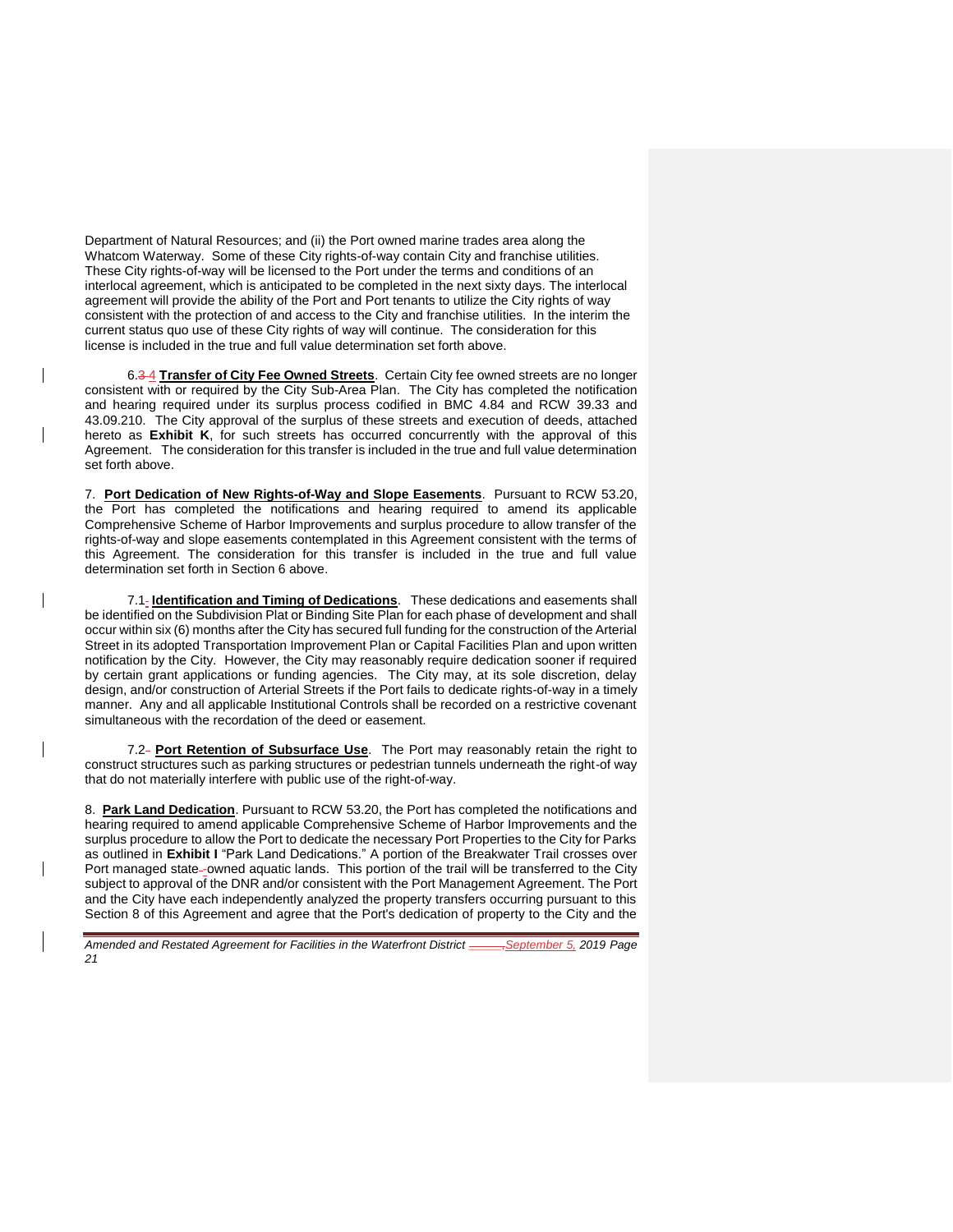Department of Natural Resources; and (ii) the Port owned marine trades area along the Whatcom Waterway. Some of these City rights-of-way contain City and franchise utilities. These City rights-of-way will be licensed to the Port under the terms and conditions of an interlocal agreement, which is anticipated to be completed in the next sixty days. The interlocal agreement will provide the ability of the Port and Port tenants to utilize the City rights of way consistent with the protection of and access to the City and franchise utilities. In the interim the current status quo use of these City rights of way will continue. The consideration for this license is included in the true and full value determination set forth above.

6.4 **Transfer of City Fee Owned Streets**. Certain City fee owned streets are no longer consistent with or required by the City Sub-Area Plan. The City has completed the notification and hearing required under its surplus process codified in BMC 4.84 and RCW 39.33 and 43.09.210. The City approval of the surplus of these streets and execution of deeds, attached hereto as **Exhibit K**, for such streets has occurred concurrently with the approval of this Agreement. The consideration for this transfer is included in the true and full value determination set forth above.

7. **Port Dedication of New Rights-of-Way and Slope Easements**. Pursuant to RCW 53.20, the Port has completed the notifications and hearing required to amend its applicable Comprehensive Scheme of Harbor Improvements and surplus procedure to allow transfer of the rights-of-way and slope easements contemplated in this Agreement consistent with the terms of this Agreement. The consideration for this transfer is included in the true and full value determination set forth in Section 6 above.

7.1 **Identification and Timing of Dedications**. These dedications and easements shall be identified on the Subdivision Plat or Binding Site Plan for each phase of development and shall occur within six (6) months after the City has secured full funding for the construction of the Arterial Street in its adopted Transportation Improvement Plan or Capital Facilities Plan and upon written notification by the City. However, the City may reasonably require dedication sooner if required by certain grant applications or funding agencies. The City may, at its sole discretion, delay design, and/or construction of Arterial Streets if the Port fails to dedicate rights-of-way in a timely manner. Any and all applicable Institutional Controls shall be recorded on a restrictive covenant simultaneous with the recordation of the deed or easement.

7.2 **Port Retention of Subsurface Use**. The Port may reasonably retain the right to construct structures such as parking structures or pedestrian tunnels underneath the right-of way that do not materially interfere with public use of the right-of-way.

8. **Park Land Dedication**. Pursuant to RCW 53.20, the Port has completed the notifications and hearing required to amend applicable Comprehensive Scheme of Harbor Improvements and the surplus procedure to allow the Port to dedicate the necessary Port Properties to the City for Parks as outlined in **Exhibit I** "Park Land Dedications." A portion of the Breakwater Trail crosses over Port managed state-owned aquatic lands. This portion of the trail will be transferred to the City subject to approval of the DNR and/or consistent with the Port Management Agreement. The Port and the City have each independently analyzed the property transfers occurring pursuant to this Section 8 of this Agreement and agree that the Port's dedication of property to the City and the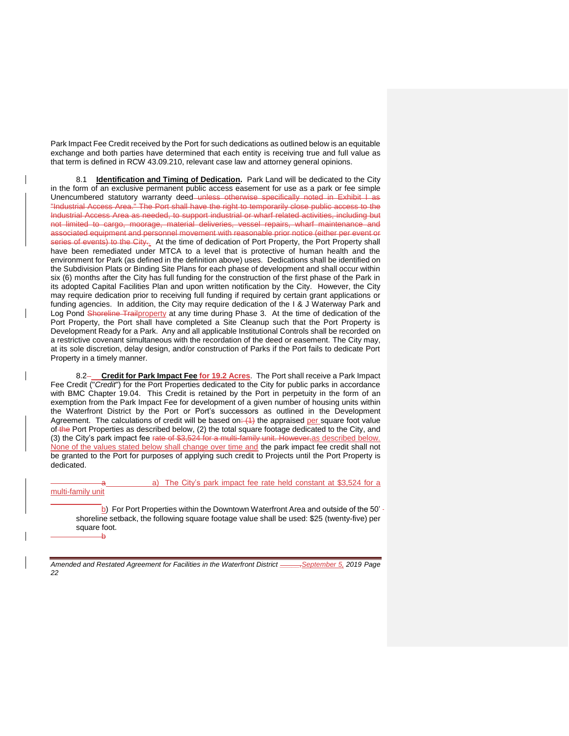Park Impact Fee Credit received by the Port for such dedications as outlined below is an equitable exchange and both parties have determined that each entity is receiving true and full value as that term is defined in RCW 43.09.210, relevant case law and attorney general opinions.

8.1 **Identification and Timing of Dedication.** Park Land will be dedicated to the City in the form of an exclusive permanent public access easement for use as a park or fee simple Unencumbered statutory warranty deed ~~unless otherwise specifically noted in Exhibit I as "Industrial Access Area." The Port shall have the right to temporarily close public access to the Industrial Access Area as needed, to support industrial or wharf related activities, including but not limited to cargo, moorage, material deliveries, vessel repairs, wharf maintenance and associated equipment and personnel movement with reasonable prior notice (either per event or series of events) to the City.~~. At the time of dedication of Port Property, the Port Property shall have been remediated under MTCA to a level that is protective of human health and the environment for Park (as defined in the definition above) uses. Dedications shall be identified on the Subdivision Plats or Binding Site Plans for each phase of development and shall occur within six (6) months after the City has full funding for the construction of the first phase of the Park in its adopted Capital Facilities Plan and upon written notification by the City. However, the City may require dedication prior to receiving full funding if required by certain grant applications or funding agencies. In addition, the City may require dedication of the I & J Waterway Park and Log Pond ~~Shoreline Trail~~property at any time during Phase 3. At the time of dedication of the Port Property, the Port shall have completed a Site Cleanup such that the Port Property is Development Ready for a Park. Any and all applicable Institutional Controls shall be recorded on a restrictive covenant simultaneous with the recordation of the deed or easement. The City may, at its sole discretion, delay design, and/or construction of Parks if the Port fails to dedicate Port Property in a timely manner.

8.2 **Credit for Park Impact Fee for 19.2 Acres**. The Port shall receive a Park Impact Fee Credit ("*Credit*") for the Port Properties dedicated to the City for public parks in accordance with BMC Chapter 19.04. This Credit is retained by the Port in perpetuity in the form of an exemption from the Park Impact Fee for development of a given number of housing units within the Waterfront District by the Port or Port's successors as outlined in the Development Agreement. The calculations of credit will be based on~~: (1)~~ the appraised per square foot value of ~~the~~ Port Properties as described below, (2) the total square footage dedicated to the City, and (3) the City's park impact fee ~~rate of $3,524 for a multi-family unit. However,~~as described below. None of the values stated below shall change over time and the park impact fee credit shall not be granted to the Port for purposes of applying such credit to Projects until the Port Property is dedicated.

~~a~~ a) The City's park impact fee rate held constant at $3,524 for a multi-family unit

b) For Port Properties within the Downtown Waterfront Area and outside of the 50' shoreline setback, the following square footage value shall be used: $25 (twenty-five) per square foot.

~~b~~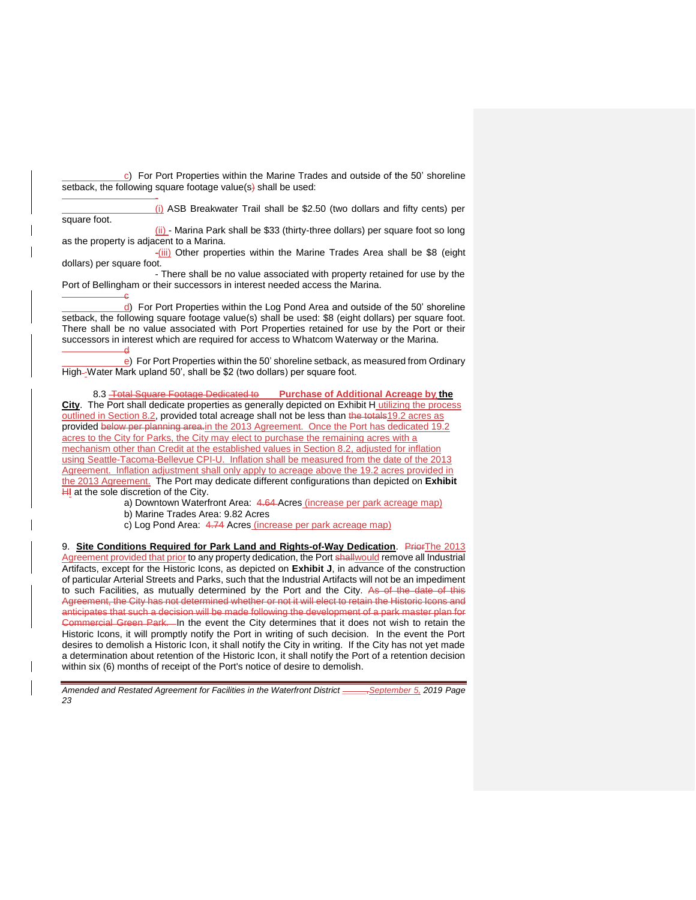c) For Port Properties within the Marine Trades and outside of the 50' shoreline setback, the following square footage value(s) shall be used:

(i) ASB Breakwater Trail shall be $2.50 (two dollars and fifty cents) per square foot.

(ii) - Marina Park shall be $33 (thirty-three dollars) per square foot so long as the property is adjacent to a Marina.

-(iii) Other properties within the Marine Trades Area shall be $8 (eight dollars) per square foot.

- There shall be no value associated with property retained for use by the Port of Bellingham or their successors in interest needed access the Marina.

d) For Port Properties within the Log Pond Area and outside of the 50' shoreline setback, the following square footage value(s) shall be used: $8 (eight dollars) per square foot. There shall be no value associated with Port Properties retained for use by the Port or their successors in interest which are required for access to Whatcom Waterway or the Marina.

e) For Port Properties within the 50' shoreline setback, as measured from Ordinary High-Water Mark upland 50', shall be $2 (two dollars) per square foot.

8.3 ~~Total Square Footage Dedicated to~~ **Purchase of Additional Acreage by the City**. The Port shall dedicate properties as generally depicted on Exhibit H utilizing the process outlined in Section 8.2, provided total acreage shall not be less than ~~the totals~~19.2 acres as provided ~~below per planning area.~~in the 2013 Agreement. Once the Port has dedicated 19.2 acres to the City for Parks, the City may elect to purchase the remaining acres with a mechanism other than Credit at the established values in Section 8.2, adjusted for inflation using Seattle-Tacoma-Bellevue CPI-U. Inflation shall be measured from the date of the 2013 Agreement. Inflation adjustment shall only apply to acreage above the 19.2 acres provided in the 2013 Agreement. The Port may dedicate different configurations than depicted on **Exhibit ~~H~~I** at the sole discretion of the City.

a) Downtown Waterfront Area: ~~4.64~~ Acres (increase per park acreage map)
b) Marine Trades Area: 9.82 Acres
c) Log Pond Area: ~~4.74~~ Acres (increase per park acreage map)

9. **Site Conditions Required for Park Land and Rights-of-Way Dedication**. ~~Prior~~The 2013 Agreement provided that prior to any property dedication, the Port ~~shall~~would remove all Industrial Artifacts, except for the Historic Icons, as depicted on **Exhibit J**, in advance of the construction of particular Arterial Streets and Parks, such that the Industrial Artifacts will not be an impediment to such Facilities, as mutually determined by the Port and the City. ~~As of the date of this Agreement, the City has not determined whether or not it will elect to retain the Historic Icons and anticipates that such a decision will be made following the development of a park master plan for Commercial Green Park.~~ In the event the City determines that it does not wish to retain the Historic Icons, it will promptly notify the Port in writing of such decision. In the event the Port desires to demolish a Historic Icon, it shall notify the City in writing. If the City has not yet made a determination about retention of the Historic Icon, it shall notify the Port of a retention decision within six (6) months of receipt of the Port's notice of desire to demolish.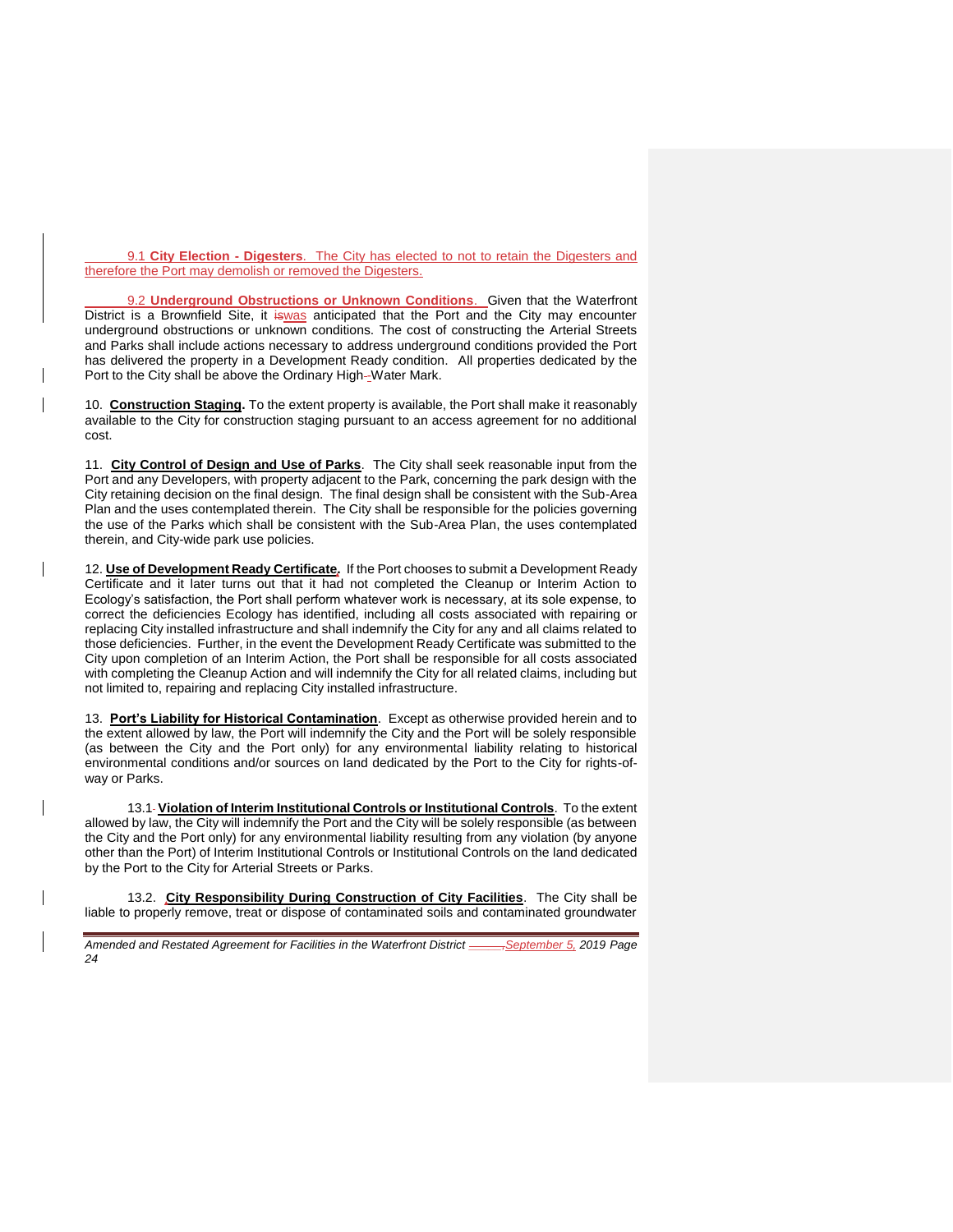9.1 **City Election - Digesters**. The City has elected to not to retain the Digesters and therefore the Port may demolish or removed the Digesters.

9.2 **Underground Obstructions or Unknown Conditions**. Given that the Waterfront District is a Brownfield Site, it ~~is~~was anticipated that the Port and the City may encounter underground obstructions or unknown conditions. The cost of constructing the Arterial Streets and Parks shall include actions necessary to address underground conditions provided the Port has delivered the property in a Development Ready condition. All properties dedicated by the Port to the City shall be above the Ordinary High-Water Mark.

10. **Construction Staging.** To the extent property is available, the Port shall make it reasonably available to the City for construction staging pursuant to an access agreement for no additional cost.

11. **City Control of Design and Use of Parks**. The City shall seek reasonable input from the Port and any Developers, with property adjacent to the Park, concerning the park design with the City retaining decision on the final design. The final design shall be consistent with the Sub-Area Plan and the uses contemplated therein. The City shall be responsible for the policies governing the use of the Parks which shall be consistent with the Sub-Area Plan, the uses contemplated therein, and City-wide park use policies.

12. **Use of Development Ready Certificate.** If the Port chooses to submit a Development Ready Certificate and it later turns out that it had not completed the Cleanup or Interim Action to Ecology's satisfaction, the Port shall perform whatever work is necessary, at its sole expense, to correct the deficiencies Ecology has identified, including all costs associated with repairing or replacing City installed infrastructure and shall indemnify the City for any and all claims related to those deficiencies. Further, in the event the Development Ready Certificate was submitted to the City upon completion of an Interim Action, the Port shall be responsible for all costs associated with completing the Cleanup Action and will indemnify the City for all related claims, including but not limited to, repairing and replacing City installed infrastructure.

13. **Port's Liability for Historical Contamination**. Except as otherwise provided herein and to the extent allowed by law, the Port will indemnify the City and the Port will be solely responsible (as between the City and the Port only) for any environmental liability relating to historical environmental conditions and/or sources on land dedicated by the Port to the City for rights-of-way or Parks.

13.1 **Violation of Interim Institutional Controls or Institutional Controls**. To the extent allowed by law, the City will indemnify the Port and the City will be solely responsible (as between the City and the Port only) for any environmental liability resulting from any violation (by anyone other than the Port) of Interim Institutional Controls or Institutional Controls on the land dedicated by the Port to the City for Arterial Streets or Parks.

13.2. **City Responsibility During Construction of City Facilities**. The City shall be liable to properly remove, treat or dispose of contaminated soils and contaminated groundwater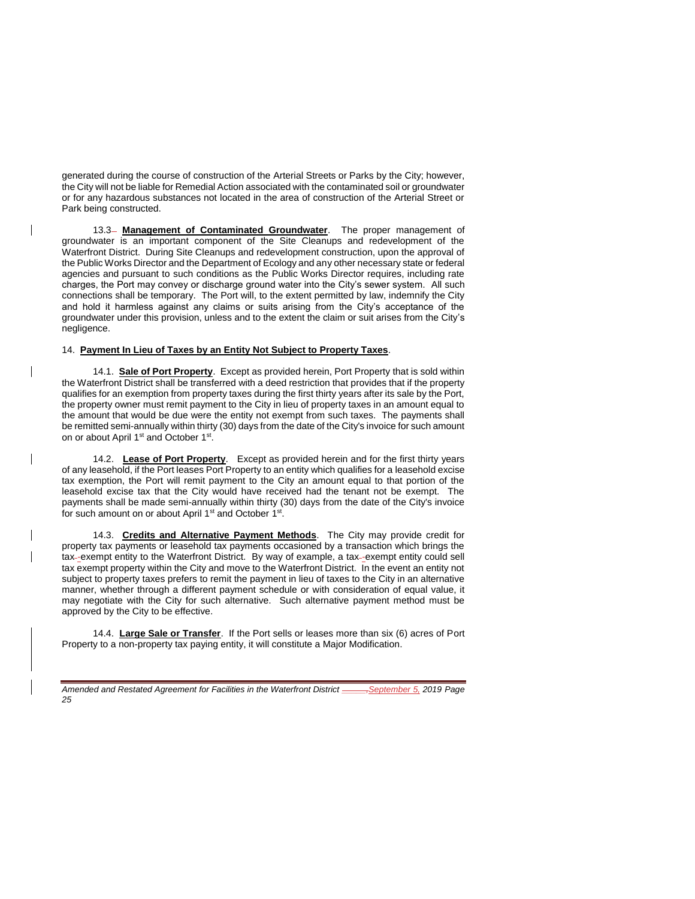generated during the course of construction of the Arterial Streets or Parks by the City; however, the City will not be liable for Remedial Action associated with the contaminated soil or groundwater or for any hazardous substances not located in the area of construction of the Arterial Street or Park being constructed.

13.3 **Management of Contaminated Groundwater**. The proper management of groundwater is an important component of the Site Cleanups and redevelopment of the Waterfront District. During Site Cleanups and redevelopment construction, upon the approval of the Public Works Director and the Department of Ecology and any other necessary state or federal agencies and pursuant to such conditions as the Public Works Director requires, including rate charges, the Port may convey or discharge ground water into the City's sewer system. All such connections shall be temporary. The Port will, to the extent permitted by law, indemnify the City and hold it harmless against any claims or suits arising from the City's acceptance of the groundwater under this provision, unless and to the extent the claim or suit arises from the City's negligence.

14. **Payment In Lieu of Taxes by an Entity Not Subject to Property Taxes**.

14.1. **Sale of Port Property**. Except as provided herein, Port Property that is sold within the Waterfront District shall be transferred with a deed restriction that provides that if the property qualifies for an exemption from property taxes during the first thirty years after its sale by the Port, the property owner must remit payment to the City in lieu of property taxes in an amount equal to the amount that would be due were the entity not exempt from such taxes. The payments shall be remitted semi-annually within thirty (30) days from the date of the City's invoice for such amount on or about April 1st and October 1st.

14.2. **Lease of Port Property**. Except as provided herein and for the first thirty years of any leasehold, if the Port leases Port Property to an entity which qualifies for a leasehold excise tax exemption, the Port will remit payment to the City an amount equal to that portion of the leasehold excise tax that the City would have received had the tenant not be exempt. The payments shall be made semi-annually within thirty (30) days from the date of the City's invoice for such amount on or about April 1st and October 1st.

14.3. **Credits and Alternative Payment Methods**. The City may provide credit for property tax payments or leasehold tax payments occasioned by a transaction which brings the tax-exempt entity to the Waterfront District. By way of example, a tax-exempt entity could sell tax exempt property within the City and move to the Waterfront District. In the event an entity not subject to property taxes prefers to remit the payment in lieu of taxes to the City in an alternative manner, whether through a different payment schedule or with consideration of equal value, it may negotiate with the City for such alternative. Such alternative payment method must be approved by the City to be effective.

14.4. **Large Sale or Transfer**. If the Port sells or leases more than six (6) acres of Port Property to a non-property tax paying entity, it will constitute a Major Modification.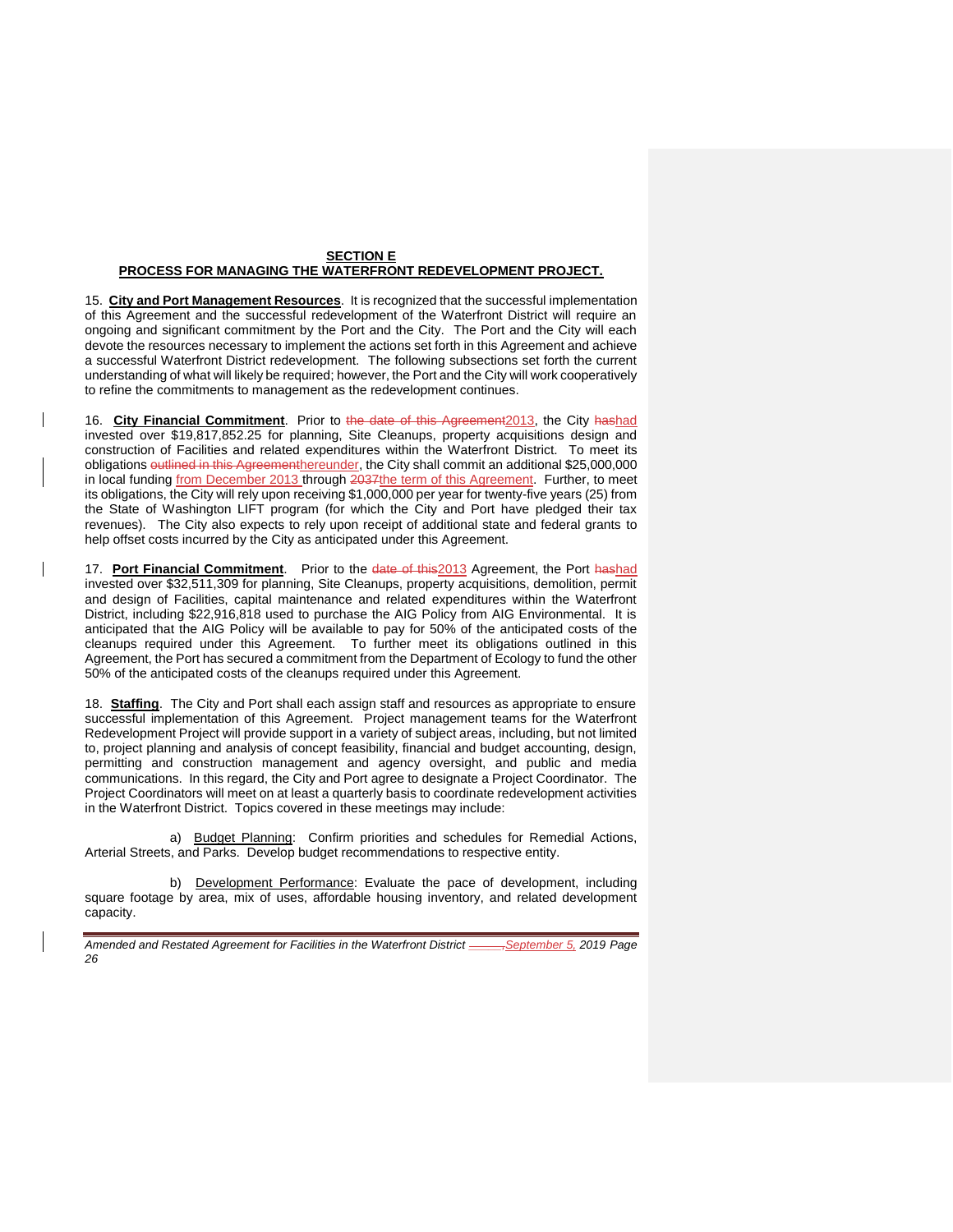**SECTION E**
**PROCESS FOR MANAGING THE WATERFRONT REDEVELOPMENT PROJECT.**

15. **City and Port Management Resources**. It is recognized that the successful implementation of this Agreement and the successful redevelopment of the Waterfront District will require an ongoing and significant commitment by the Port and the City. The Port and the City will each devote the resources necessary to implement the actions set forth in this Agreement and achieve a successful Waterfront District redevelopment. The following subsections set forth the current understanding of what will likely be required; however, the Port and the City will work cooperatively to refine the commitments to management as the redevelopment continues.

16. **City Financial Commitment**. Prior to ~~the date of this Agreement~~2013, the City ~~has~~had invested over $19,817,852.25 for planning, Site Cleanups, property acquisitions design and construction of Facilities and related expenditures within the Waterfront District. To meet its obligations ~~outlined in this Agreement~~thereunder, the City shall commit an additional $25,000,000 in local funding from December 2013 through ~~2037~~the term of this Agreement. Further, to meet its obligations, the City will rely upon receiving $1,000,000 per year for twenty-five years (25) from the State of Washington LIFT program (for which the City and Port have pledged their tax revenues). The City also expects to rely upon receipt of additional state and federal grants to help offset costs incurred by the City as anticipated under this Agreement.

17. **Port Financial Commitment**. Prior to the ~~date of this~~2013 Agreement, the Port ~~has~~had invested over $32,511,309 for planning, Site Cleanups, property acquisitions, demolition, permit and design of Facilities, capital maintenance and related expenditures within the Waterfront District, including $22,916,818 used to purchase the AIG Policy from AIG Environmental. It is anticipated that the AIG Policy will be available to pay for 50% of the anticipated costs of the cleanups required under this Agreement. To further meet its obligations outlined in this Agreement, the Port has secured a commitment from the Department of Ecology to fund the other 50% of the anticipated costs of the cleanups required under this Agreement.

18. **Staffing**. The City and Port shall each assign staff and resources as appropriate to ensure successful implementation of this Agreement. Project management teams for the Waterfront Redevelopment Project will provide support in a variety of subject areas, including, but not limited to, project planning and analysis of concept feasibility, financial and budget accounting, design, permitting and construction management and agency oversight, and public and media communications. In this regard, the City and Port agree to designate a Project Coordinator. The Project Coordinators will meet on at least a quarterly basis to coordinate redevelopment activities in the Waterfront District. Topics covered in these meetings may include:

a) Budget Planning: Confirm priorities and schedules for Remedial Actions, Arterial Streets, and Parks. Develop budget recommendations to respective entity.

b) Development Performance: Evaluate the pace of development, including square footage by area, mix of uses, affordable housing inventory, and related development capacity.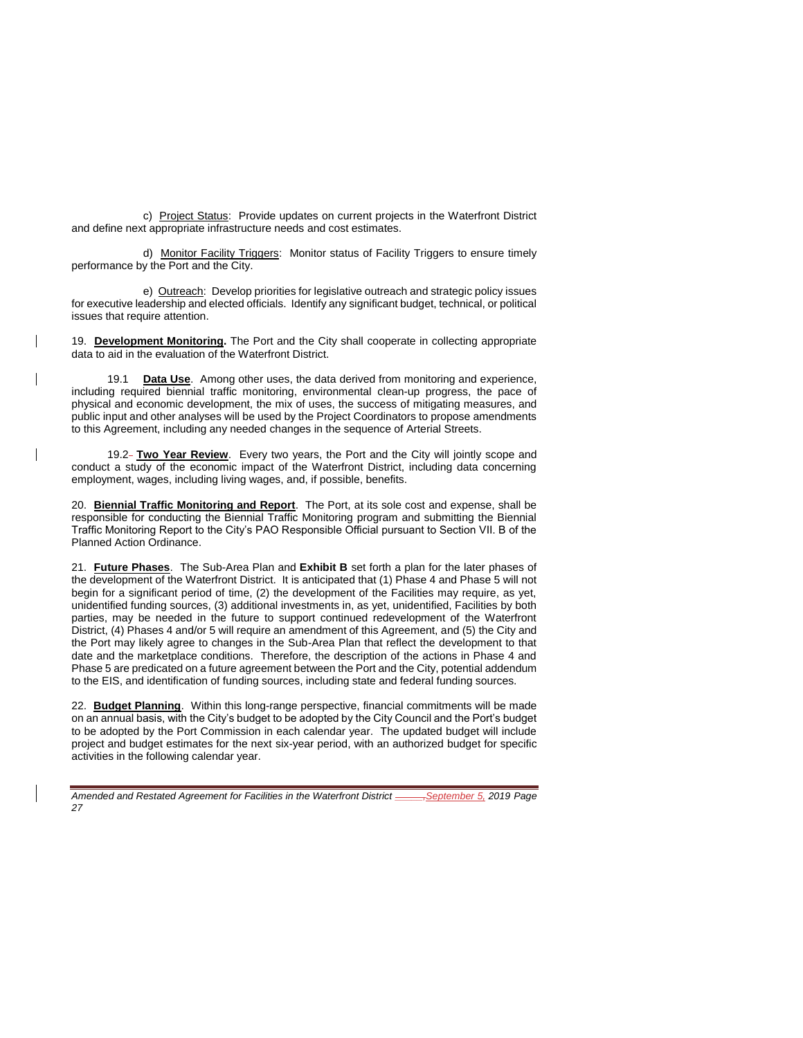c) <u>Project Status</u>: Provide updates on current projects in the Waterfront District and define next appropriate infrastructure needs and cost estimates.

d) <u>Monitor Facility Triggers</u>: Monitor status of Facility Triggers to ensure timely performance by the Port and the City.

e) <u>Outreach</u>: Develop priorities for legislative outreach and strategic policy issues for executive leadership and elected officials. Identify any significant budget, technical, or political issues that require attention.

19. **Development Monitoring.** The Port and the City shall cooperate in collecting appropriate data to aid in the evaluation of the Waterfront District.

19.1 **Data Use**. Among other uses, the data derived from monitoring and experience, including required biennial traffic monitoring, environmental clean-up progress, the pace of physical and economic development, the mix of uses, the success of mitigating measures, and public input and other analyses will be used by the Project Coordinators to propose amendments to this Agreement, including any needed changes in the sequence of Arterial Streets.

19.2 **Two Year Review**. Every two years, the Port and the City will jointly scope and conduct a study of the economic impact of the Waterfront District, including data concerning employment, wages, including living wages, and, if possible, benefits.

20. **Biennial Traffic Monitoring and Report**. The Port, at its sole cost and expense, shall be responsible for conducting the Biennial Traffic Monitoring program and submitting the Biennial Traffic Monitoring Report to the City's PAO Responsible Official pursuant to Section VII. B of the Planned Action Ordinance.

21. **Future Phases**. The Sub-Area Plan and **Exhibit B** set forth a plan for the later phases of the development of the Waterfront District. It is anticipated that (1) Phase 4 and Phase 5 will not begin for a significant period of time, (2) the development of the Facilities may require, as yet, unidentified funding sources, (3) additional investments in, as yet, unidentified, Facilities by both parties, may be needed in the future to support continued redevelopment of the Waterfront District, (4) Phases 4 and/or 5 will require an amendment of this Agreement, and (5) the City and the Port may likely agree to changes in the Sub-Area Plan that reflect the development to that date and the marketplace conditions. Therefore, the description of the actions in Phase 4 and Phase 5 are predicated on a future agreement between the Port and the City, potential addendum to the EIS, and identification of funding sources, including state and federal funding sources.

22. **Budget Planning**. Within this long-range perspective, financial commitments will be made on an annual basis, with the City's budget to be adopted by the City Council and the Port's budget to be adopted by the Port Commission in each calendar year. The updated budget will include project and budget estimates for the next six-year period, with an authorized budget for specific activities in the following calendar year.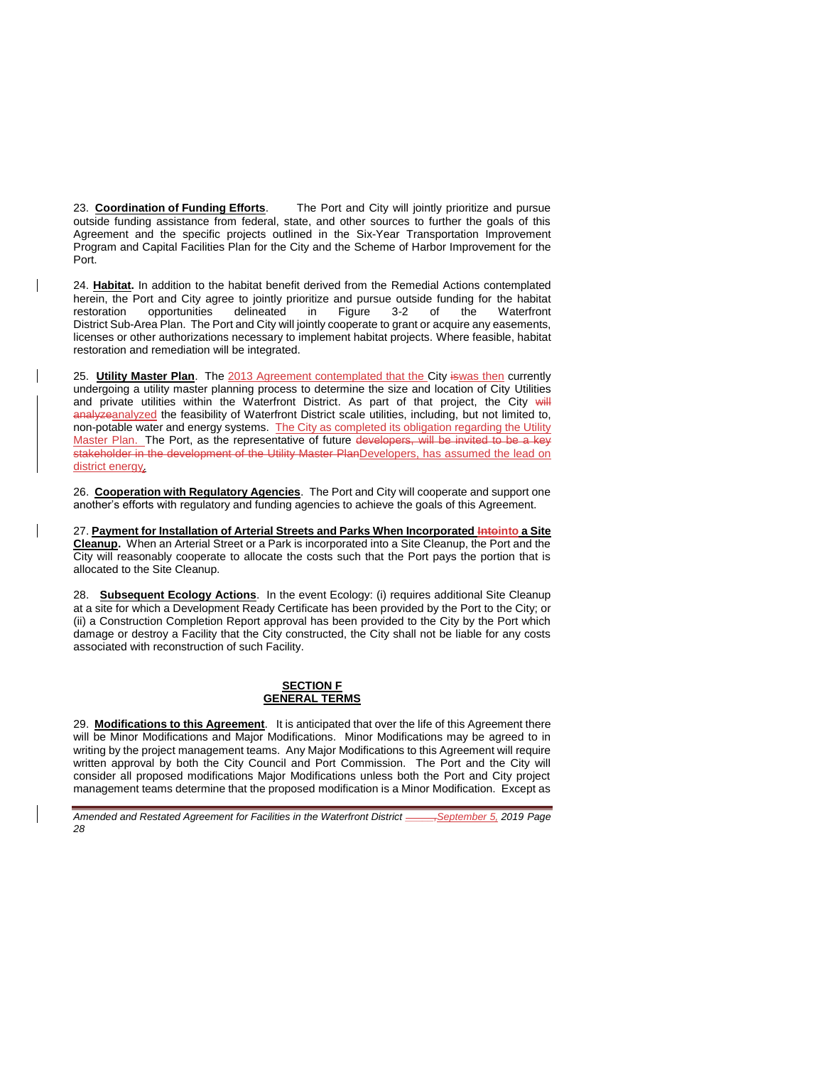23. **Coordination of Funding Efforts**. The Port and City will jointly prioritize and pursue outside funding assistance from federal, state, and other sources to further the goals of this Agreement and the specific projects outlined in the Six-Year Transportation Improvement Program and Capital Facilities Plan for the City and the Scheme of Harbor Improvement for the Port.

24. **Habitat.** In addition to the habitat benefit derived from the Remedial Actions contemplated herein, the Port and City agree to jointly prioritize and pursue outside funding for the habitat restoration opportunities delineated in Figure 3-2 of the Waterfront District Sub-Area Plan. The Port and City will jointly cooperate to grant or acquire any easements, licenses or other authorizations necessary to implement habitat projects. Where feasible, habitat restoration and remediation will be integrated.

25. **Utility Master Plan**. The 2013 Agreement contemplated that the City ~~is~~was then currently undergoing a utility master planning process to determine the size and location of City Utilities and private utilities within the Waterfront District. As part of that project, the City ~~will analyze~~analyzed the feasibility of Waterfront District scale utilities, including, but not limited to, non-potable water and energy systems. The City as completed its obligation regarding the Utility Master Plan. The Port, as the representative of future ~~developers, will be invited to be a key stakeholder in the development of the Utility Master Plan~~Developers, has assumed the lead on district energy.

26. **Cooperation with Regulatory Agencies**. The Port and City will cooperate and support one another's efforts with regulatory and funding agencies to achieve the goals of this Agreement.

27. **Payment for Installation of Arterial Streets and Parks When Incorporated ~~Into~~into a Site Cleanup.** When an Arterial Street or a Park is incorporated into a Site Cleanup, the Port and the City will reasonably cooperate to allocate the costs such that the Port pays the portion that is allocated to the Site Cleanup.

28. **Subsequent Ecology Actions**. In the event Ecology: (i) requires additional Site Cleanup at a site for which a Development Ready Certificate has been provided by the Port to the City; or (ii) a Construction Completion Report approval has been provided to the City by the Port which damage or destroy a Facility that the City constructed, the City shall not be liable for any costs associated with reconstruction of such Facility.

## SECTION F
## GENERAL TERMS

29. **Modifications to this Agreement**. It is anticipated that over the life of this Agreement there will be Minor Modifications and Major Modifications. Minor Modifications may be agreed to in writing by the project management teams. Any Major Modifications to this Agreement will require written approval by both the City Council and Port Commission. The Port and the City will consider all proposed modifications Major Modifications unless both the Port and City project management teams determine that the proposed modification is a Minor Modification. Except as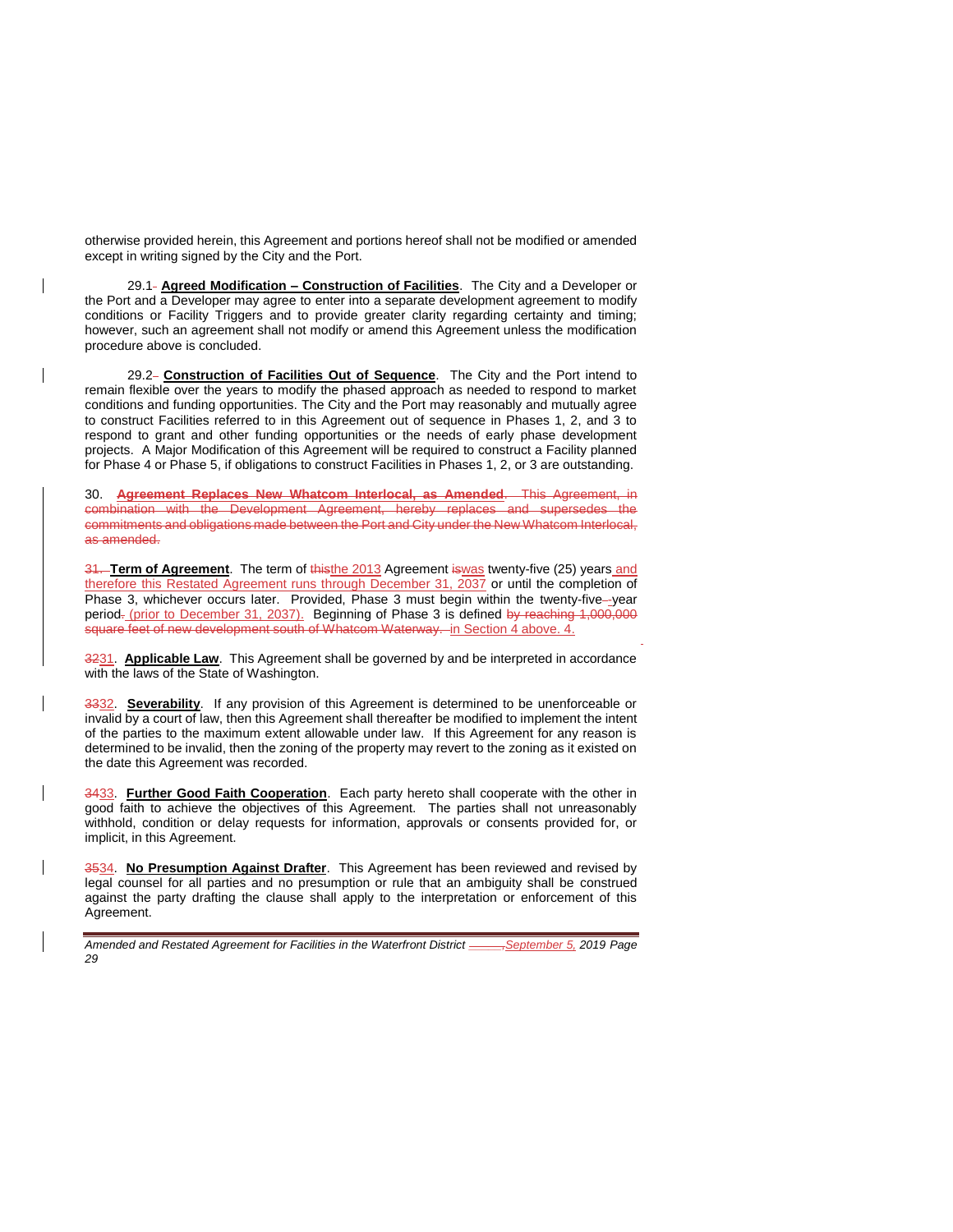otherwise provided herein, this Agreement and portions hereof shall not be modified or amended except in writing signed by the City and the Port.

29.1 **Agreed Modification – Construction of Facilities**. The City and a Developer or the Port and a Developer may agree to enter into a separate development agreement to modify conditions or Facility Triggers and to provide greater clarity regarding certainty and timing; however, such an agreement shall not modify or amend this Agreement unless the modification procedure above is concluded.

29.2 **Construction of Facilities Out of Sequence**. The City and the Port intend to remain flexible over the years to modify the phased approach as needed to respond to market conditions and funding opportunities. The City and the Port may reasonably and mutually agree to construct Facilities referred to in this Agreement out of sequence in Phases 1, 2, and 3 to respond to grant and other funding opportunities or the needs of early phase development projects. A Major Modification of this Agreement will be required to construct a Facility planned for Phase 4 or Phase 5, if obligations to construct Facilities in Phases 1, 2, or 3 are outstanding.

30. ~~**Agreement Replaces New Whatcom Interlocal, as Amended**. This Agreement, in combination with the Development Agreement, hereby replaces and supersedes the commitments and obligations made between the Port and City under the New Whatcom Interlocal, as amended.~~

~~31.~~ **Term of Agreement**. The term of ~~this~~the 2013 Agreement ~~is~~was twenty-five (25) years and therefore this Restated Agreement runs through December 31, 2037 or until the completion of Phase 3, whichever occurs later. Provided, Phase 3 must begin within the twenty-five-year period~~.~~ (prior to December 31, 2037). Beginning of Phase 3 is defined ~~by reaching 1,000,000 square feet of new development south of Whatcom Waterway.~~ in Section 4 above. 4.

~~32~~31. **Applicable Law**. This Agreement shall be governed by and be interpreted in accordance with the laws of the State of Washington.

~~33~~32. **Severability**. If any provision of this Agreement is determined to be unenforceable or invalid by a court of law, then this Agreement shall thereafter be modified to implement the intent of the parties to the maximum extent allowable under law. If this Agreement for any reason is determined to be invalid, then the zoning of the property may revert to the zoning as it existed on the date this Agreement was recorded.

~~34~~33. **Further Good Faith Cooperation**. Each party hereto shall cooperate with the other in good faith to achieve the objectives of this Agreement. The parties shall not unreasonably withhold, condition or delay requests for information, approvals or consents provided for, or implicit, in this Agreement.

~~35~~34. **No Presumption Against Drafter**. This Agreement has been reviewed and revised by legal counsel for all parties and no presumption or rule that an ambiguity shall be construed against the party drafting the clause shall apply to the interpretation or enforcement of this Agreement.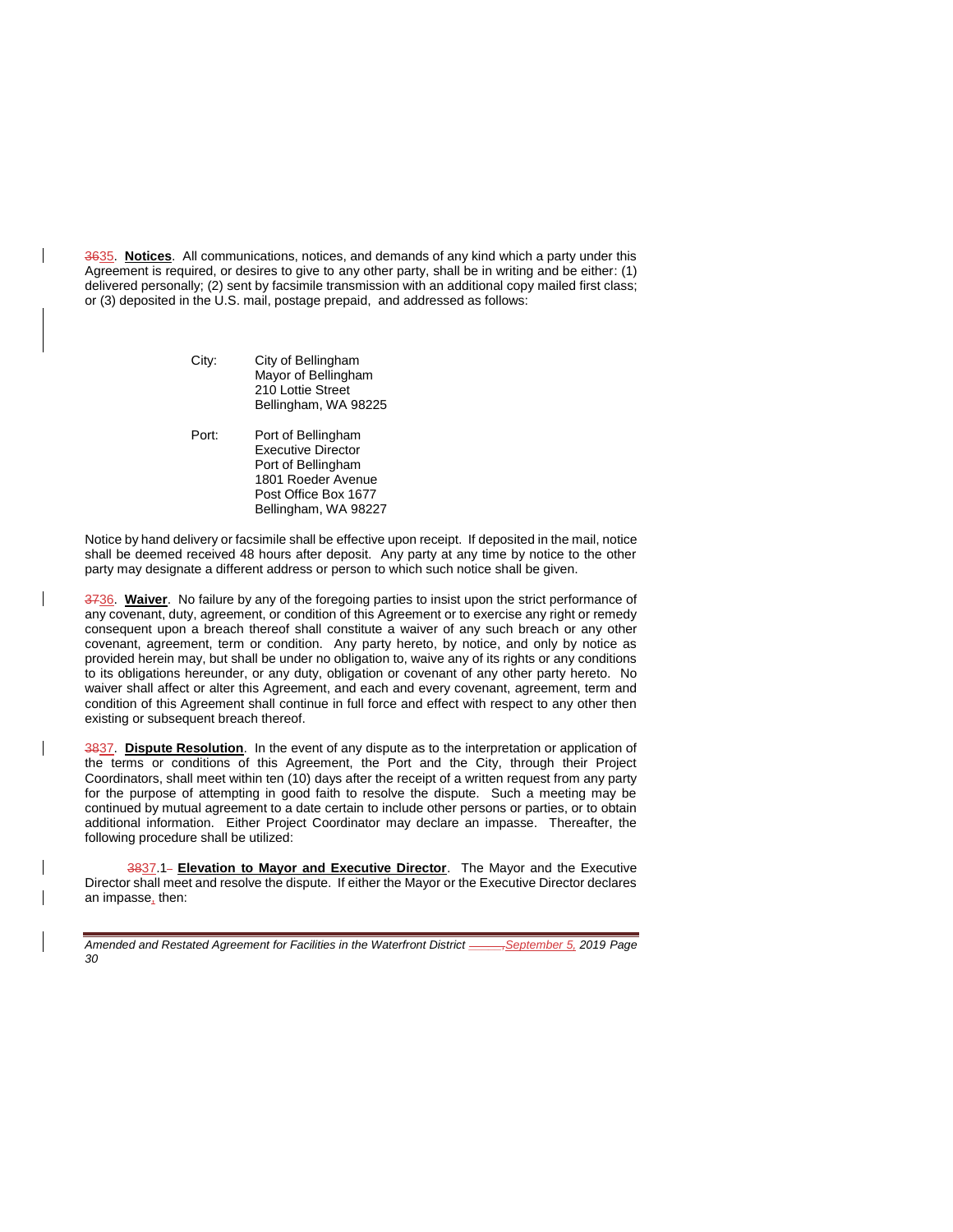~~36~~35. **Notices**. All communications, notices, and demands of any kind which a party under this Agreement is required, or desires to give to any other party, shall be in writing and be either: (1) delivered personally; (2) sent by facsimile transmission with an additional copy mailed first class; or (3) deposited in the U.S. mail, postage prepaid, and addressed as follows:

City: City of Bellingham
Mayor of Bellingham
210 Lottie Street
Bellingham, WA 98225

Port: Port of Bellingham
Executive Director
Port of Bellingham
1801 Roeder Avenue
Post Office Box 1677
Bellingham, WA 98227

Notice by hand delivery or facsimile shall be effective upon receipt. If deposited in the mail, notice shall be deemed received 48 hours after deposit. Any party at any time by notice to the other party may designate a different address or person to which such notice shall be given.

~~37~~36. **Waiver**. No failure by any of the foregoing parties to insist upon the strict performance of any covenant, duty, agreement, or condition of this Agreement or to exercise any right or remedy consequent upon a breach thereof shall constitute a waiver of any such breach or any other covenant, agreement, term or condition. Any party hereto, by notice, and only by notice as provided herein may, but shall be under no obligation to, waive any of its rights or any conditions to its obligations hereunder, or any duty, obligation or covenant of any other party hereto. No waiver shall affect or alter this Agreement, and each and every covenant, agreement, term and condition of this Agreement shall continue in full force and effect with respect to any other then existing or subsequent breach thereof.

~~38~~37. **Dispute Resolution**. In the event of any dispute as to the interpretation or application of the terms or conditions of this Agreement, the Port and the City, through their Project Coordinators, shall meet within ten (10) days after the receipt of a written request from any party for the purpose of attempting in good faith to resolve the dispute. Such a meeting may be continued by mutual agreement to a date certain to include other persons or parties, or to obtain additional information. Either Project Coordinator may declare an impasse. Thereafter, the following procedure shall be utilized:

~~38~~37.1 **Elevation to Mayor and Executive Director**. The Mayor and the Executive Director shall meet and resolve the dispute. If either the Mayor or the Executive Director declares an impasse, then: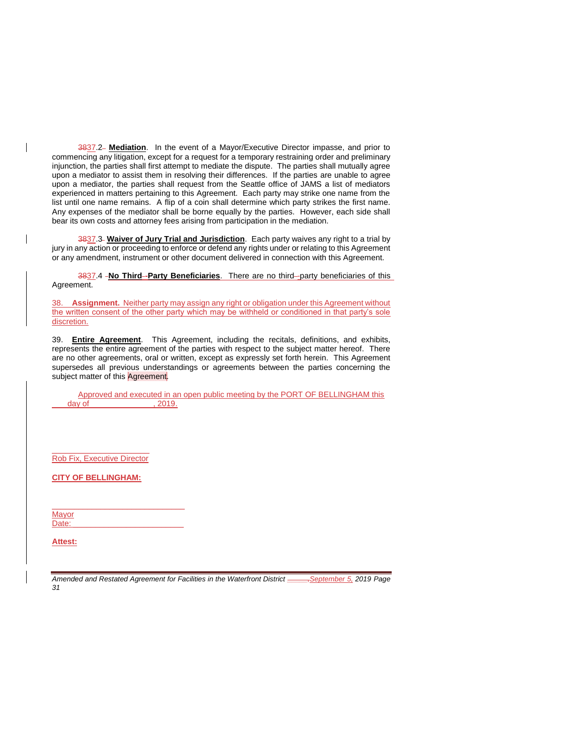~~38~~37.2 **Mediation**. In the event of a Mayor/Executive Director impasse, and prior to commencing any litigation, except for a request for a temporary restraining order and preliminary injunction, the parties shall first attempt to mediate the dispute. The parties shall mutually agree upon a mediator to assist them in resolving their differences. If the parties are unable to agree upon a mediator, the parties shall request from the Seattle office of JAMS a list of mediators experienced in matters pertaining to this Agreement. Each party may strike one name from the list until one name remains. A flip of a coin shall determine which party strikes the first name. Any expenses of the mediator shall be borne equally by the parties. However, each side shall bear its own costs and attorney fees arising from participation in the mediation.

~~38~~37.3 **Waiver of Jury Trial and Jurisdiction**. Each party waives any right to a trial by jury in any action or proceeding to enforce or defend any rights under or relating to this Agreement or any amendment, instrument or other document delivered in connection with this Agreement.

~~38~~37.4 **No Third-Party Beneficiaries**. There are no third-party beneficiaries of this Agreement.

38. **Assignment.** Neither party may assign any right or obligation under this Agreement without the written consent of the other party which may be withheld or conditioned in that party's sole discretion.

39. **Entire Agreement**. This Agreement, including the recitals, definitions, and exhibits, represents the entire agreement of the parties with respect to the subject matter hereof. There are no other agreements, oral or written, except as expressly set forth herein. This Agreement supersedes all previous understandings or agreements between the parties concerning the subject matter of this Agreement.

Approved and executed in an open public meeting by the PORT OF BELLINGHAM this \_\_\_\_ day of \_\_\_\_\_\_\_\_\_\_\_\_\_\_\_\_, 2019.

\_\_\_\_\_\_\_\_\_\_\_\_\_\_\_\_\_\_\_\_\_\_\_\_
Rob Fix, Executive Director

**CITY OF BELLINGHAM:**

\_\_\_\_\_\_\_\_\_\_\_\_\_\_\_\_\_\_\_\_\_\_\_\_\_\_\_\_\_\_\_\_
Mayor
Date: \_\_\_\_\_\_\_\_\_\_\_\_\_\_\_\_\_\_\_\_\_\_\_\_\_\_

**Attest:**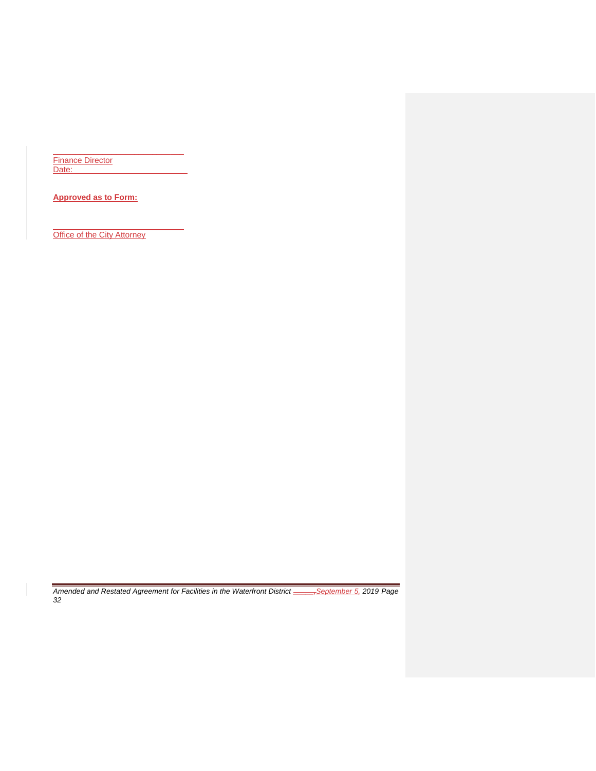_______________________________

Finance Director

Date:___________________________

**Approved as to Form:**

_______________________________

Office of the City Attorney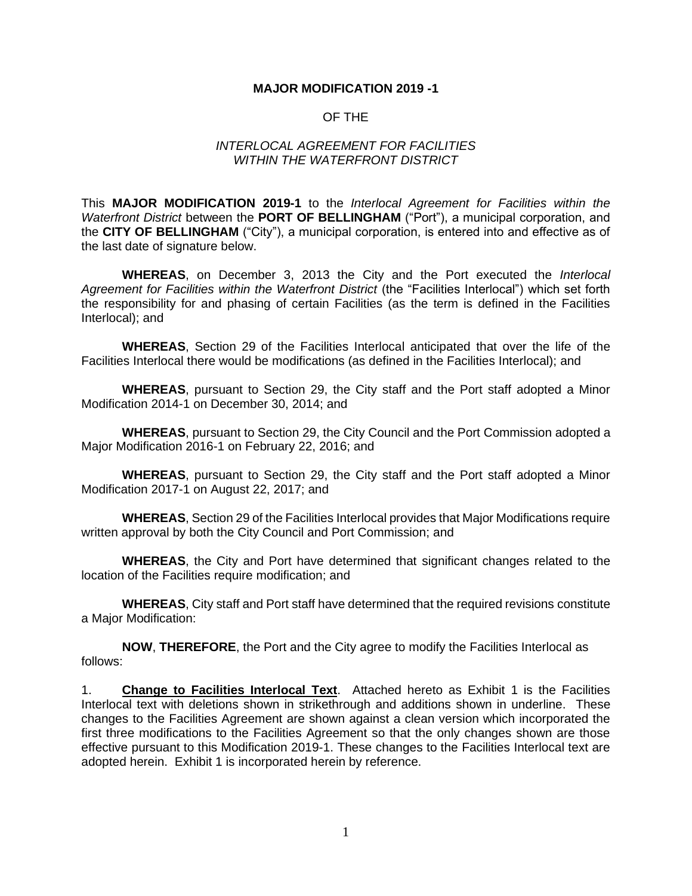**MAJOR MODIFICATION 2019 -1**

OF THE

*INTERLOCAL AGREEMENT FOR FACILITIES WITHIN THE WATERFRONT DISTRICT*

This **MAJOR MODIFICATION 2019-1** to the *Interlocal Agreement for Facilities within the Waterfront District* between the **PORT OF BELLINGHAM** ("Port"), a municipal corporation, and the **CITY OF BELLINGHAM** ("City"), a municipal corporation, is entered into and effective as of the last date of signature below.

**WHEREAS**, on December 3, 2013 the City and the Port executed the *Interlocal Agreement for Facilities within the Waterfront District* (the "Facilities Interlocal") which set forth the responsibility for and phasing of certain Facilities (as the term is defined in the Facilities Interlocal); and

**WHEREAS**, Section 29 of the Facilities Interlocal anticipated that over the life of the Facilities Interlocal there would be modifications (as defined in the Facilities Interlocal); and

**WHEREAS**, pursuant to Section 29, the City staff and the Port staff adopted a Minor Modification 2014-1 on December 30, 2014; and

**WHEREAS**, pursuant to Section 29, the City Council and the Port Commission adopted a Major Modification 2016-1 on February 22, 2016; and

**WHEREAS**, pursuant to Section 29, the City staff and the Port staff adopted a Minor Modification 2017-1 on August 22, 2017; and

**WHEREAS**, Section 29 of the Facilities Interlocal provides that Major Modifications require written approval by both the City Council and Port Commission; and

**WHEREAS**, the City and Port have determined that significant changes related to the location of the Facilities require modification; and

**WHEREAS**, City staff and Port staff have determined that the required revisions constitute a Major Modification:

**NOW**, **THEREFORE**, the Port and the City agree to modify the Facilities Interlocal as follows:

1. **<u>Change to Facilities Interlocal Text</u>**. Attached hereto as Exhibit 1 is the Facilities Interlocal text with deletions shown in strikethrough and additions shown in underline. These changes to the Facilities Agreement are shown against a clean version which incorporated the first three modifications to the Facilities Agreement so that the only changes shown are those effective pursuant to this Modification 2019-1. These changes to the Facilities Interlocal text are adopted herein. Exhibit 1 is incorporated herein by reference.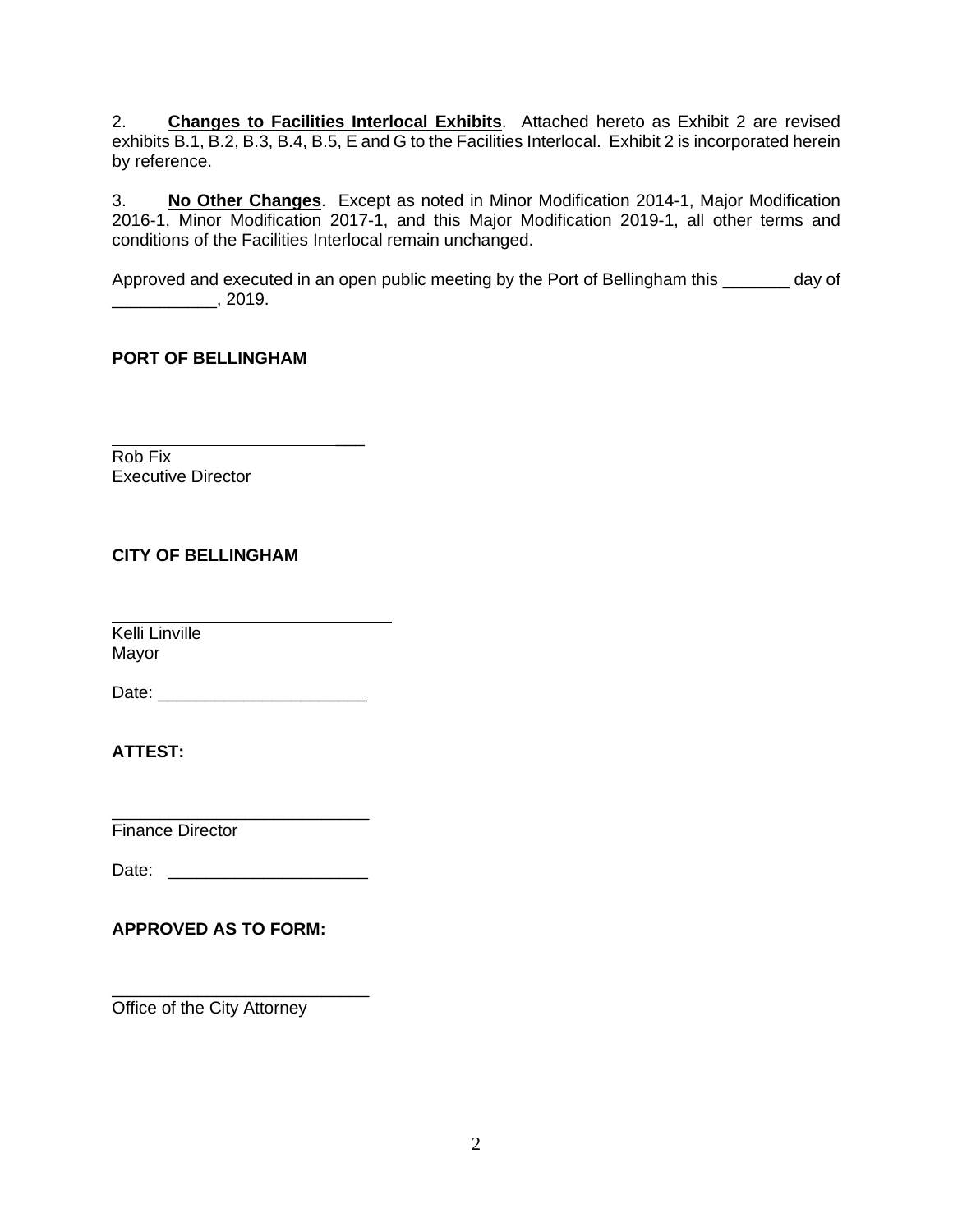2. **Changes to Facilities Interlocal Exhibits**. Attached hereto as Exhibit 2 are revised exhibits B.1, B.2, B.3, B.4, B.5, E and G to the Facilities Interlocal. Exhibit 2 is incorporated herein by reference.

3. **No Other Changes**. Except as noted in Minor Modification 2014-1, Major Modification 2016-1, Minor Modification 2017-1, and this Major Modification 2019-1, all other terms and conditions of the Facilities Interlocal remain unchanged.

Approved and executed in an open public meeting by the Port of Bellingham this _______ day of ___________, 2019.

**PORT OF BELLINGHAM**

____________________________
Rob Fix
Executive Director

**CITY OF BELLINGHAM**

____________________________
Kelli Linville
Mayor

Date: ______________________

**ATTEST:**

____________________________
Finance Director

Date: _____________________

**APPROVED AS TO FORM:**

____________________________
Office of the City Attorney